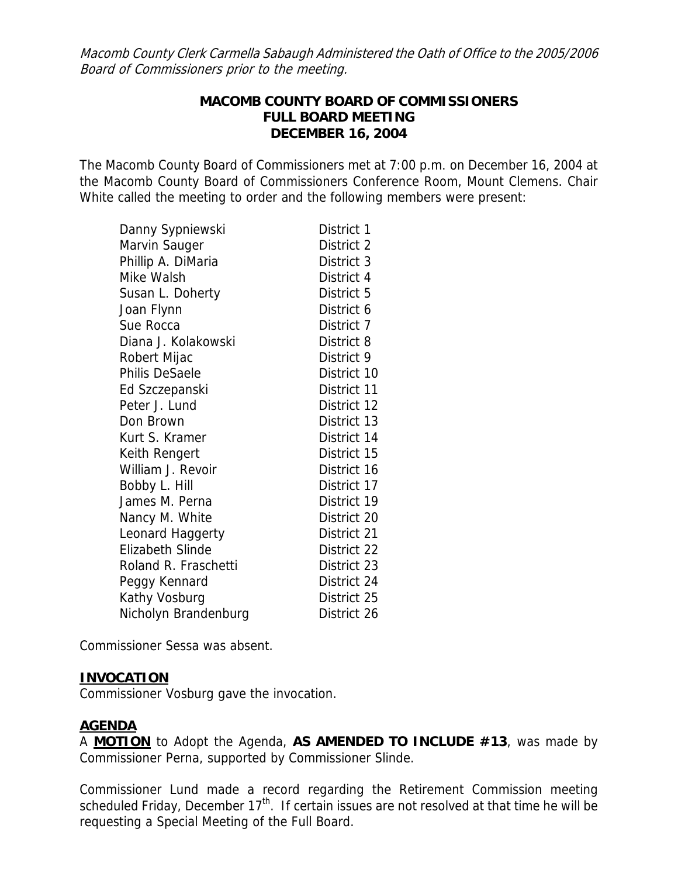*Macomb County Clerk Carmella Sabaugh Administered the Oath of Office to the 2005/2006 Board of Commissioners prior to the meeting.*

**MACOMB COUNTY BOARD OF COMMISSIONERS**
**FULL BOARD MEETING**
**DECEMBER 16, 2004**

The Macomb County Board of Commissioners met at 7:00 p.m. on December 16, 2004 at the Macomb County Board of Commissioners Conference Room, Mount Clemens. Chair White called the meeting to order and the following members were present:

| | |
|---|---|
| Danny Sypniewski | District 1 |
| Marvin Sauger | District 2 |
| Phillip A. DiMaria | District 3 |
| Mike Walsh | District 4 |
| Susan L. Doherty | District 5 |
| Joan Flynn | District 6 |
| Sue Rocca | District 7 |
| Diana J. Kolakowski | District 8 |
| Robert Mijac | District 9 |
| Philis DeSaele | District 10 |
| Ed Szczepanski | District 11 |
| Peter J. Lund | District 12 |
| Don Brown | District 13 |
| Kurt S. Kramer | District 14 |
| Keith Rengert | District 15 |
| William J. Revoir | District 16 |
| Bobby L. Hill | District 17 |
| James M. Perna | District 19 |
| Nancy M. White | District 20 |
| Leonard Haggerty | District 21 |
| Elizabeth Slinde | District 22 |
| Roland R. Fraschetti | District 23 |
| Peggy Kennard | District 24 |
| Kathy Vosburg | District 25 |
| Nicholyn Brandenburg | District 26 |

Commissioner Sessa was absent.

**INVOCATION**

Commissioner Vosburg gave the invocation.

**AGENDA**

A **MOTION** to Adopt the Agenda, **AS AMENDED TO INCLUDE #13**, was made by Commissioner Perna, supported by Commissioner Slinde.

Commissioner Lund made a record regarding the Retirement Commission meeting scheduled Friday, December 17th. If certain issues are not resolved at that time he will be requesting a Special Meeting of the Full Board.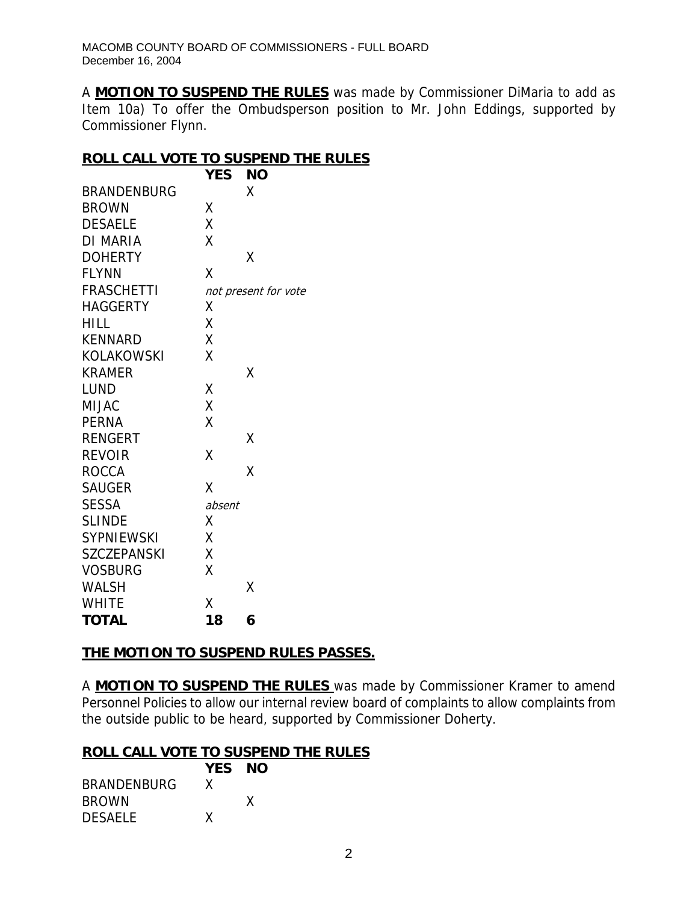A **MOTION TO SUSPEND THE RULES** was made by Commissioner DiMaria to add as Item 10a) To offer the Ombudsperson position to Mr. John Eddings, supported by Commissioner Flynn.

**ROLL CALL VOTE TO SUSPEND THE RULES**

| | YES | NO |
|---|---|---|
| BRANDENBURG | | X |
| BROWN | X | |
| DESAELE | X | |
| DI MARIA | X | |
| DOHERTY | | X |
| FLYNN | X | |
| FRASCHETTI | *not present for vote* | |
| HAGGERTY | X | |
| HILL | X | |
| KENNARD | X | |
| KOLAKOWSKI | X | |
| KRAMER | | X |
| LUND | X | |
| MIJAC | X | |
| PERNA | X | |
| RENGERT | | X |
| REVOIR | X | |
| ROCCA | | X |
| SAUGER | X | |
| SESSA | *absent* | |
| SLINDE | X | |
| SYPNIEWSKI | X | |
| SZCZEPANSKI | X | |
| VOSBURG | X | |
| WALSH | | X |
| WHITE | X | |
| **TOTAL** | **18** | **6** |

**THE MOTION TO SUSPEND RULES PASSES.**

A **MOTION TO SUSPEND THE RULES** was made by Commissioner Kramer to amend Personnel Policies to allow our internal review board of complaints to allow complaints from the outside public to be heard, supported by Commissioner Doherty.

**ROLL CALL VOTE TO SUSPEND THE RULES**

| | YES | NO |
|---|---|---|
| BRANDENBURG | X | |
| BROWN | | X |
| DESAELE | X | |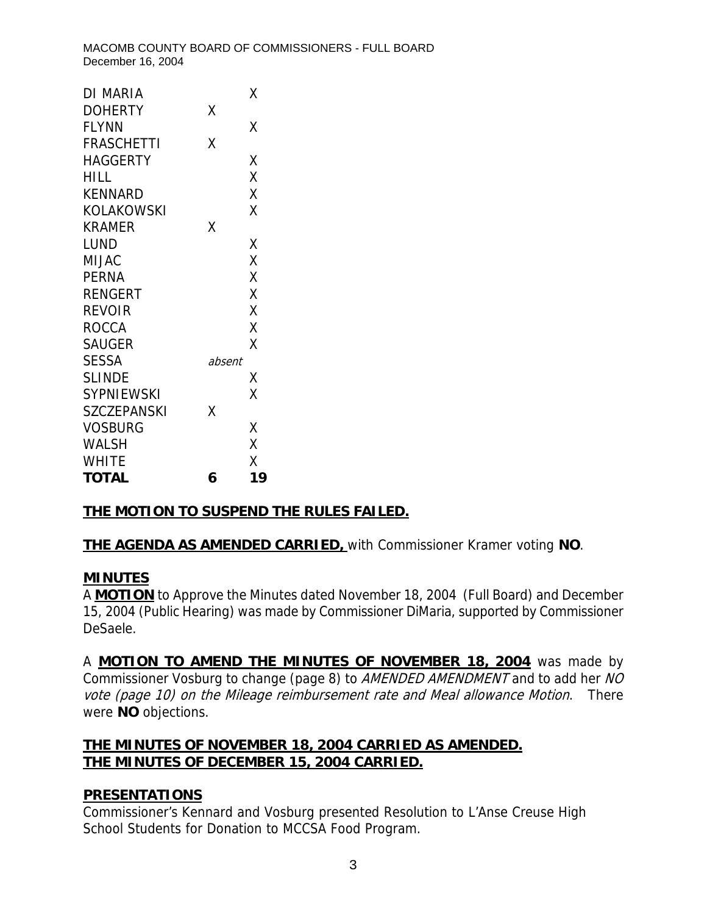| | | |
|---|---|---|
| DI MARIA | | X |
| DOHERTY | X | |
| FLYNN | | X |
| FRASCHETTI | X | |
| HAGGERTY | | X |
| HILL | | X |
| KENNARD | | X |
| KOLAKOWSKI | | X |
| KRAMER | X | |
| LUND | | X |
| MIJAC | | X |
| PERNA | | X |
| RENGERT | | X |
| REVOIR | | X |
| ROCCA | | X |
| SAUGER | | X |
| SESSA | *absent* | |
| SLINDE | | X |
| SYPNIEWSKI | | X |
| SZCZEPANSKI | X | |
| VOSBURG | | X |
| WALSH | | X |
| WHITE | | X |
| **TOTAL** | **6** | **19** |

**THE MOTION TO SUSPEND THE RULES FAILED.**

**THE AGENDA AS AMENDED CARRIED,** with Commissioner Kramer voting **NO**.

## MINUTES

A **MOTION** to Approve the Minutes dated November 18, 2004 (Full Board) and December 15, 2004 (Public Hearing) was made by Commissioner DiMaria, supported by Commissioner DeSaele.

A **MOTION TO AMEND THE MINUTES OF NOVEMBER 18, 2004** was made by Commissioner Vosburg to change (page 8) to *AMENDED AMENDMENT* and to add her *NO vote (page 10) on the Mileage reimbursement rate and Meal allowance Motion*. There were **NO** objections.

**THE MINUTES OF NOVEMBER 18, 2004 CARRIED AS AMENDED.**
**THE MINUTES OF DECEMBER 15, 2004 CARRIED.**

## PRESENTATIONS

Commissioner's Kennard and Vosburg presented Resolution to L'Anse Creuse High School Students for Donation to MCCSA Food Program.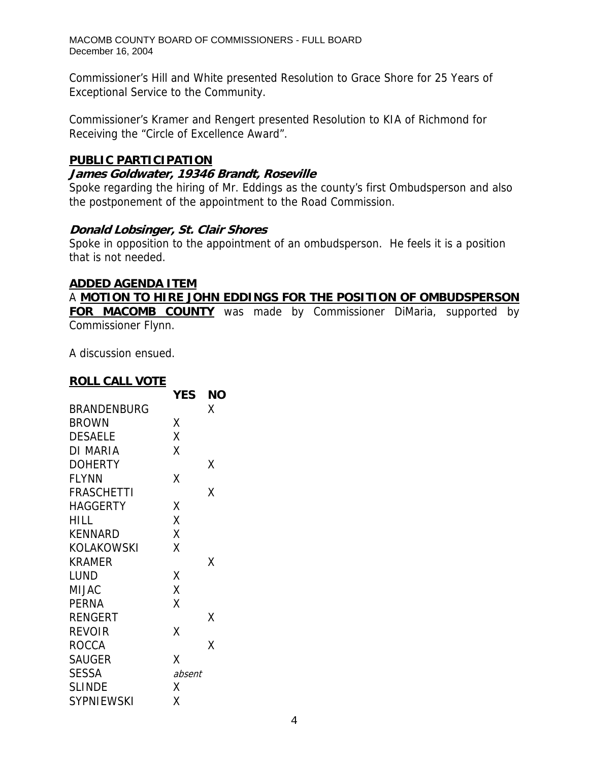Commissioner's Hill and White presented Resolution to Grace Shore for 25 Years of Exceptional Service to the Community.

Commissioner's Kramer and Rengert presented Resolution to KIA of Richmond for Receiving the "Circle of Excellence Award".

## PUBLIC PARTICIPATION

***James Goldwater, 19346 Brandt, Roseville***

Spoke regarding the hiring of Mr. Eddings as the county's first Ombudsperson and also the postponement of the appointment to the Road Commission.

***Donald Lobsinger, St. Clair Shores***

Spoke in opposition to the appointment of an ombudsperson. He feels it is a position that is not needed.

## ADDED AGENDA ITEM

A **MOTION TO HIRE JOHN EDDINGS FOR THE POSITION OF OMBUDSPERSON FOR MACOMB COUNTY** was made by Commissioner DiMaria, supported by Commissioner Flynn.

A discussion ensued.

**ROLL CALL VOTE**

| | YES | NO |
|---|---|---|
| BRANDENBURG | | X |
| BROWN | X | |
| DESAELE | X | |
| DI MARIA | X | |
| DOHERTY | | X |
| FLYNN | X | |
| FRASCHETTI | | X |
| HAGGERTY | X | |
| HILL | X | |
| KENNARD | X | |
| KOLAKOWSKI | X | |
| KRAMER | | X |
| LUND | X | |
| MIJAC | X | |
| PERNA | X | |
| RENGERT | | X |
| REVOIR | X | |
| ROCCA | | X |
| SAUGER | X | |
| SESSA | *absent* | |
| SLINDE | X | |
| SYPNIEWSKI | X | |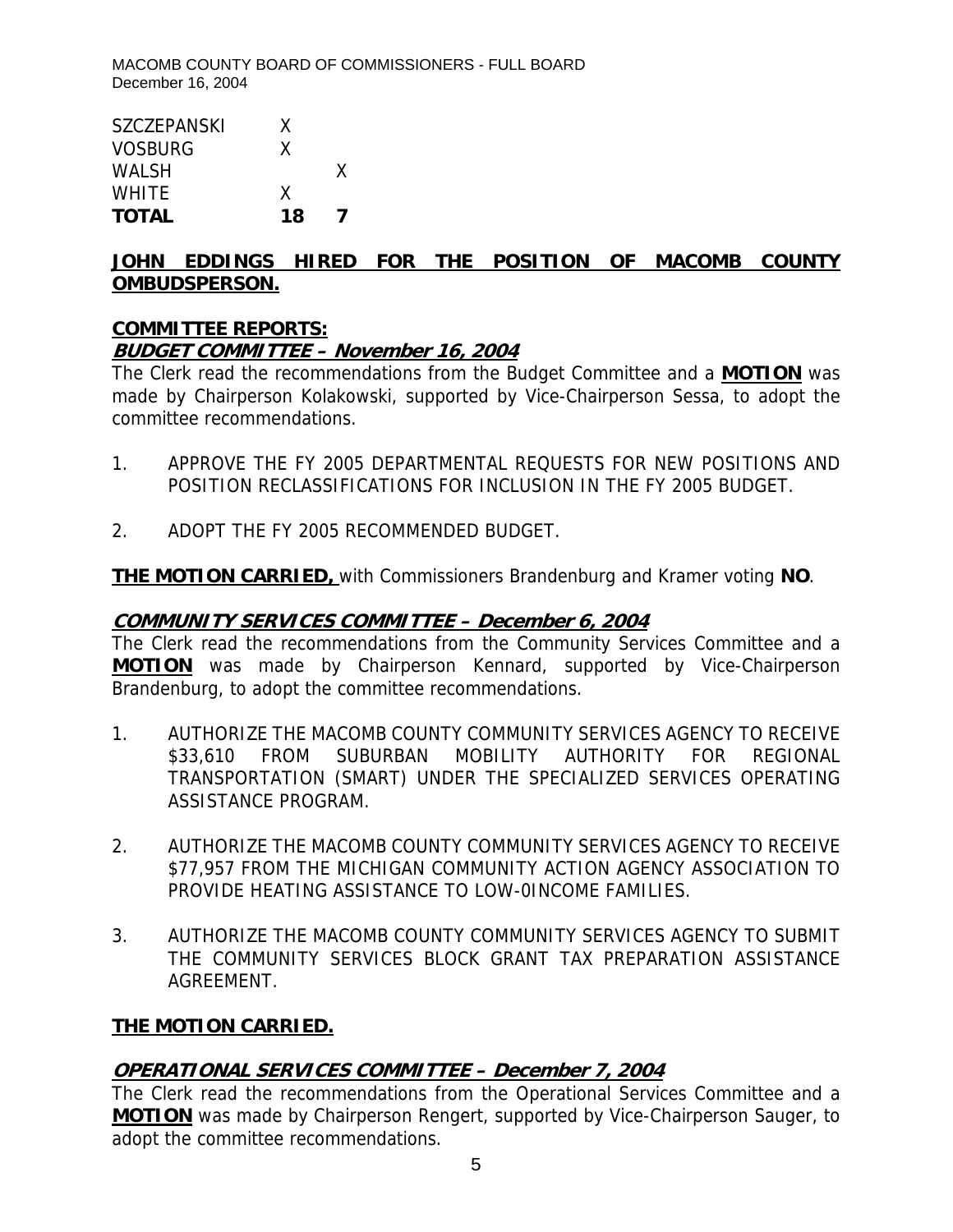| | | |
|---|---|---|
| SZCZEPANSKI | X | |
| VOSBURG | X | |
| WALSH | | X |
| WHITE | X | |
| **TOTAL** | **18** | **7** |

**JOHN EDDINGS HIRED FOR THE POSITION OF MACOMB COUNTY OMBUDSPERSON.**

**COMMITTEE REPORTS:**

***BUDGET COMMITTEE – November 16, 2004***

The Clerk read the recommendations from the Budget Committee and a **MOTION** was made by Chairperson Kolakowski, supported by Vice-Chairperson Sessa, to adopt the committee recommendations.

1. APPROVE THE FY 2005 DEPARTMENTAL REQUESTS FOR NEW POSITIONS AND POSITION RECLASSIFICATIONS FOR INCLUSION IN THE FY 2005 BUDGET.

2. ADOPT THE FY 2005 RECOMMENDED BUDGET.

**THE MOTION CARRIED,** with Commissioners Brandenburg and Kramer voting **NO**.

***COMMUNITY SERVICES COMMITTEE – December 6, 2004***

The Clerk read the recommendations from the Community Services Committee and a **MOTION** was made by Chairperson Kennard, supported by Vice-Chairperson Brandenburg, to adopt the committee recommendations.

1. AUTHORIZE THE MACOMB COUNTY COMMUNITY SERVICES AGENCY TO RECEIVE \$33,610 FROM SUBURBAN MOBILITY AUTHORITY FOR REGIONAL TRANSPORTATION (SMART) UNDER THE SPECIALIZED SERVICES OPERATING ASSISTANCE PROGRAM.

2. AUTHORIZE THE MACOMB COUNTY COMMUNITY SERVICES AGENCY TO RECEIVE \$77,957 FROM THE MICHIGAN COMMUNITY ACTION AGENCY ASSOCIATION TO PROVIDE HEATING ASSISTANCE TO LOW-0INCOME FAMILIES.

3. AUTHORIZE THE MACOMB COUNTY COMMUNITY SERVICES AGENCY TO SUBMIT THE COMMUNITY SERVICES BLOCK GRANT TAX PREPARATION ASSISTANCE AGREEMENT.

**THE MOTION CARRIED.**

***OPERATIONAL SERVICES COMMITTEE – December 7, 2004***

The Clerk read the recommendations from the Operational Services Committee and a **MOTION** was made by Chairperson Rengert, supported by Vice-Chairperson Sauger, to adopt the committee recommendations.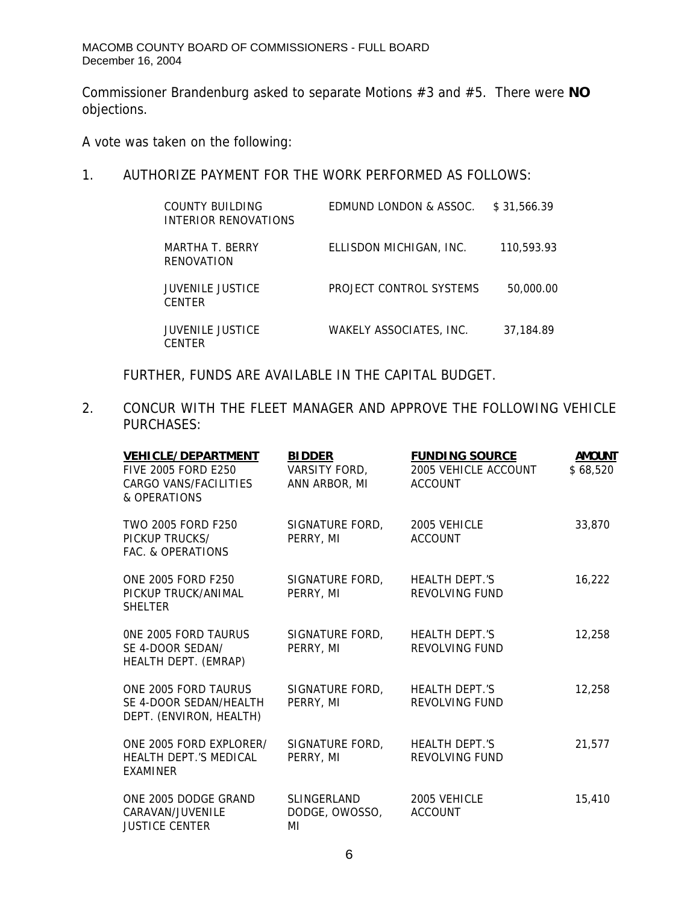Commissioner Brandenburg asked to separate Motions #3 and #5. There were **NO** objections.

A vote was taken on the following:

1. AUTHORIZE PAYMENT FOR THE WORK PERFORMED AS FOLLOWS:

| | | |
|---|---|---|
| COUNTY BUILDING INTERIOR RENOVATIONS | EDMUND LONDON & ASSOC. | $ 31,566.39 |
| MARTHA T. BERRY RENOVATION | ELLISDON MICHIGAN, INC. | 110,593.93 |
| JUVENILE JUSTICE CENTER | PROJECT CONTROL SYSTEMS | 50,000.00 |
| JUVENILE JUSTICE CENTER | WAKELY ASSOCIATES, INC. | 37,184.89 |

FURTHER, FUNDS ARE AVAILABLE IN THE CAPITAL BUDGET.

2. CONCUR WITH THE FLEET MANAGER AND APPROVE THE FOLLOWING VEHICLE PURCHASES:

| **VEHICLE/DEPARTMENT** | **BIDDER** | **FUNDING SOURCE** | **AMOUNT** |
|---|---|---|---|
| FIVE 2005 FORD E250 CARGO VANS/FACILITIES & OPERATIONS | VARSITY FORD, ANN ARBOR, MI | 2005 VEHICLE ACCOUNT ACCOUNT | $ 68,520 |
| TWO 2005 FORD F250 PICKUP TRUCKS/ FAC. & OPERATIONS | SIGNATURE FORD, PERRY, MI | 2005 VEHICLE ACCOUNT | 33,870 |
| ONE 2005 FORD F250 PICKUP TRUCK/ANIMAL SHELTER | SIGNATURE FORD, PERRY, MI | HEALTH DEPT.'S REVOLVING FUND | 16,222 |
| 0NE 2005 FORD TAURUS SE 4-DOOR SEDAN/ HEALTH DEPT. (EMRAP) | SIGNATURE FORD, PERRY, MI | HEALTH DEPT.'S REVOLVING FUND | 12,258 |
| ONE 2005 FORD TAURUS SE 4-DOOR SEDAN/HEALTH DEPT. (ENVIRON, HEALTH) | SIGNATURE FORD, PERRY, MI | HEALTH DEPT.'S REVOLVING FUND | 12,258 |
| ONE 2005 FORD EXPLORER/ HEALTH DEPT.'S MEDICAL EXAMINER | SIGNATURE FORD, PERRY, MI | HEALTH DEPT.'S REVOLVING FUND | 21,577 |
| ONE 2005 DODGE GRAND CARAVAN/JUVENILE JUSTICE CENTER | SLINGERLAND DODGE, OWOSSO, MI | 2005 VEHICLE ACCOUNT | 15,410 |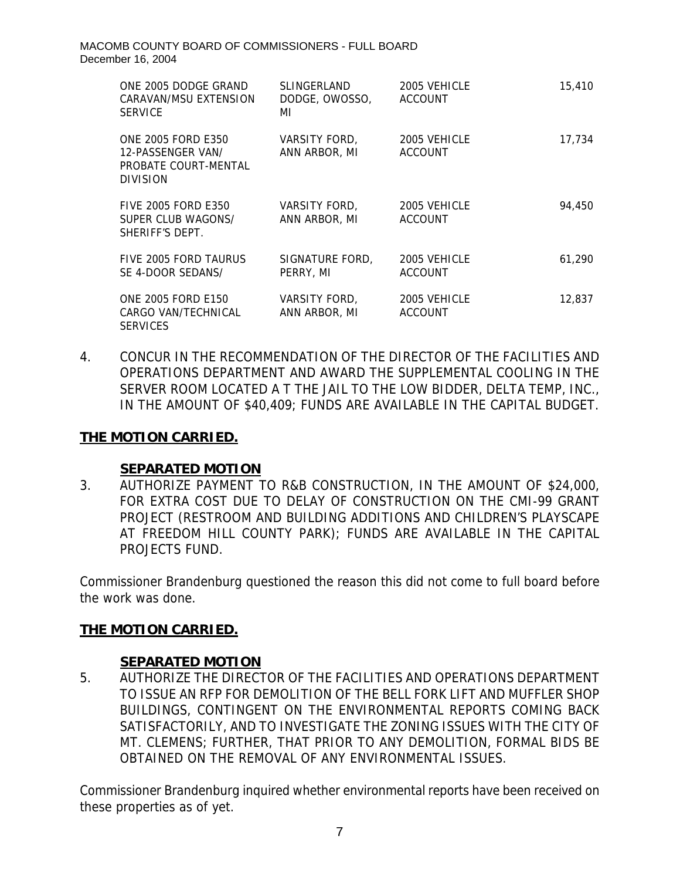| | | | |
|---|---|---|---|
| ONE 2005 DODGE GRAND CARAVAN/MSU EXTENSION SERVICE | SLINGERLAND DODGE, OWOSSO, MI | 2005 VEHICLE ACCOUNT | 15,410 |
| ONE 2005 FORD E350 12-PASSENGER VAN/ PROBATE COURT-MENTAL DIVISION | VARSITY FORD, ANN ARBOR, MI | 2005 VEHICLE ACCOUNT | 17,734 |
| FIVE 2005 FORD E350 SUPER CLUB WAGONS/ SHERIFF'S DEPT. | VARSITY FORD, ANN ARBOR, MI | 2005 VEHICLE ACCOUNT | 94,450 |
| FIVE 2005 FORD TAURUS SE 4-DOOR SEDANS/ | SIGNATURE FORD, PERRY, MI | 2005 VEHICLE ACCOUNT | 61,290 |
| ONE 2005 FORD E150 CARGO VAN/TECHNICAL SERVICES | VARSITY FORD, ANN ARBOR, MI | 2005 VEHICLE ACCOUNT | 12,837 |

4. CONCUR IN THE RECOMMENDATION OF THE DIRECTOR OF THE FACILITIES AND OPERATIONS DEPARTMENT AND AWARD THE SUPPLEMENTAL COOLING IN THE SERVER ROOM LOCATED A T THE JAIL TO THE LOW BIDDER, DELTA TEMP, INC., IN THE AMOUNT OF $40,409; FUNDS ARE AVAILABLE IN THE CAPITAL BUDGET.

**THE MOTION CARRIED.**

**SEPARATED MOTION**

3. AUTHORIZE PAYMENT TO R&B CONSTRUCTION, IN THE AMOUNT OF $24,000, FOR EXTRA COST DUE TO DELAY OF CONSTRUCTION ON THE CMI-99 GRANT PROJECT (RESTROOM AND BUILDING ADDITIONS AND CHILDREN'S PLAYSCAPE AT FREEDOM HILL COUNTY PARK); FUNDS ARE AVAILABLE IN THE CAPITAL PROJECTS FUND.

Commissioner Brandenburg questioned the reason this did not come to full board before the work was done.

**THE MOTION CARRIED.**

**SEPARATED MOTION**

5. AUTHORIZE THE DIRECTOR OF THE FACILITIES AND OPERATIONS DEPARTMENT TO ISSUE AN RFP FOR DEMOLITION OF THE BELL FORK LIFT AND MUFFLER SHOP BUILDINGS, CONTINGENT ON THE ENVIRONMENTAL REPORTS COMING BACK SATISFACTORILY, AND TO INVESTIGATE THE ZONING ISSUES WITH THE CITY OF MT. CLEMENS; FURTHER, THAT PRIOR TO ANY DEMOLITION, FORMAL BIDS BE OBTAINED ON THE REMOVAL OF ANY ENVIRONMENTAL ISSUES.

Commissioner Brandenburg inquired whether environmental reports have been received on these properties as of yet.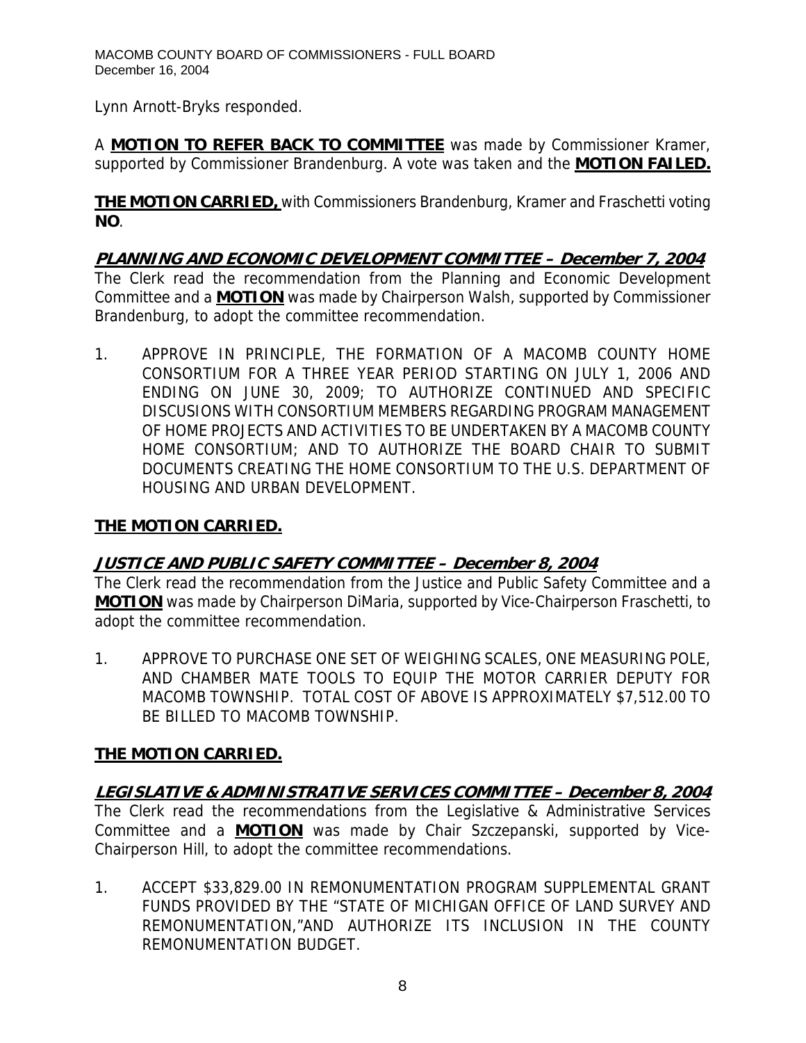Lynn Arnott-Bryks responded.

A **MOTION TO REFER BACK TO COMMITTEE** was made by Commissioner Kramer, supported by Commissioner Brandenburg. A vote was taken and the **MOTION FAILED.**

**THE MOTION CARRIED,** with Commissioners Brandenburg, Kramer and Fraschetti voting **NO**.

## *PLANNING AND ECONOMIC DEVELOPMENT COMMITTEE – December 7, 2004*

The Clerk read the recommendation from the Planning and Economic Development Committee and a **MOTION** was made by Chairperson Walsh, supported by Commissioner Brandenburg, to adopt the committee recommendation.

1. APPROVE IN PRINCIPLE, THE FORMATION OF A MACOMB COUNTY HOME CONSORTIUM FOR A THREE YEAR PERIOD STARTING ON JULY 1, 2006 AND ENDING ON JUNE 30, 2009; TO AUTHORIZE CONTINUED AND SPECIFIC DISCUSIONS WITH CONSORTIUM MEMBERS REGARDING PROGRAM MANAGEMENT OF HOME PROJECTS AND ACTIVITIES TO BE UNDERTAKEN BY A MACOMB COUNTY HOME CONSORTIUM; AND TO AUTHORIZE THE BOARD CHAIR TO SUBMIT DOCUMENTS CREATING THE HOME CONSORTIUM TO THE U.S. DEPARTMENT OF HOUSING AND URBAN DEVELOPMENT.

**THE MOTION CARRIED.**

## *JUSTICE AND PUBLIC SAFETY COMMITTEE – December 8, 2004*

The Clerk read the recommendation from the Justice and Public Safety Committee and a **MOTION** was made by Chairperson DiMaria, supported by Vice-Chairperson Fraschetti, to adopt the committee recommendation.

1. APPROVE TO PURCHASE ONE SET OF WEIGHING SCALES, ONE MEASURING POLE, AND CHAMBER MATE TOOLS TO EQUIP THE MOTOR CARRIER DEPUTY FOR MACOMB TOWNSHIP. TOTAL COST OF ABOVE IS APPROXIMATELY $7,512.00 TO BE BILLED TO MACOMB TOWNSHIP.

**THE MOTION CARRIED.**

## *LEGISLATIVE & ADMINISTRATIVE SERVICES COMMITTEE – December 8, 2004*

The Clerk read the recommendations from the Legislative & Administrative Services Committee and a **MOTION** was made by Chair Szczepanski, supported by Vice-Chairperson Hill, to adopt the committee recommendations.

1. ACCEPT $33,829.00 IN REMONUMENTATION PROGRAM SUPPLEMENTAL GRANT FUNDS PROVIDED BY THE "STATE OF MICHIGAN OFFICE OF LAND SURVEY AND REMONUMENTATION,"AND AUTHORIZE ITS INCLUSION IN THE COUNTY REMONUMENTATION BUDGET.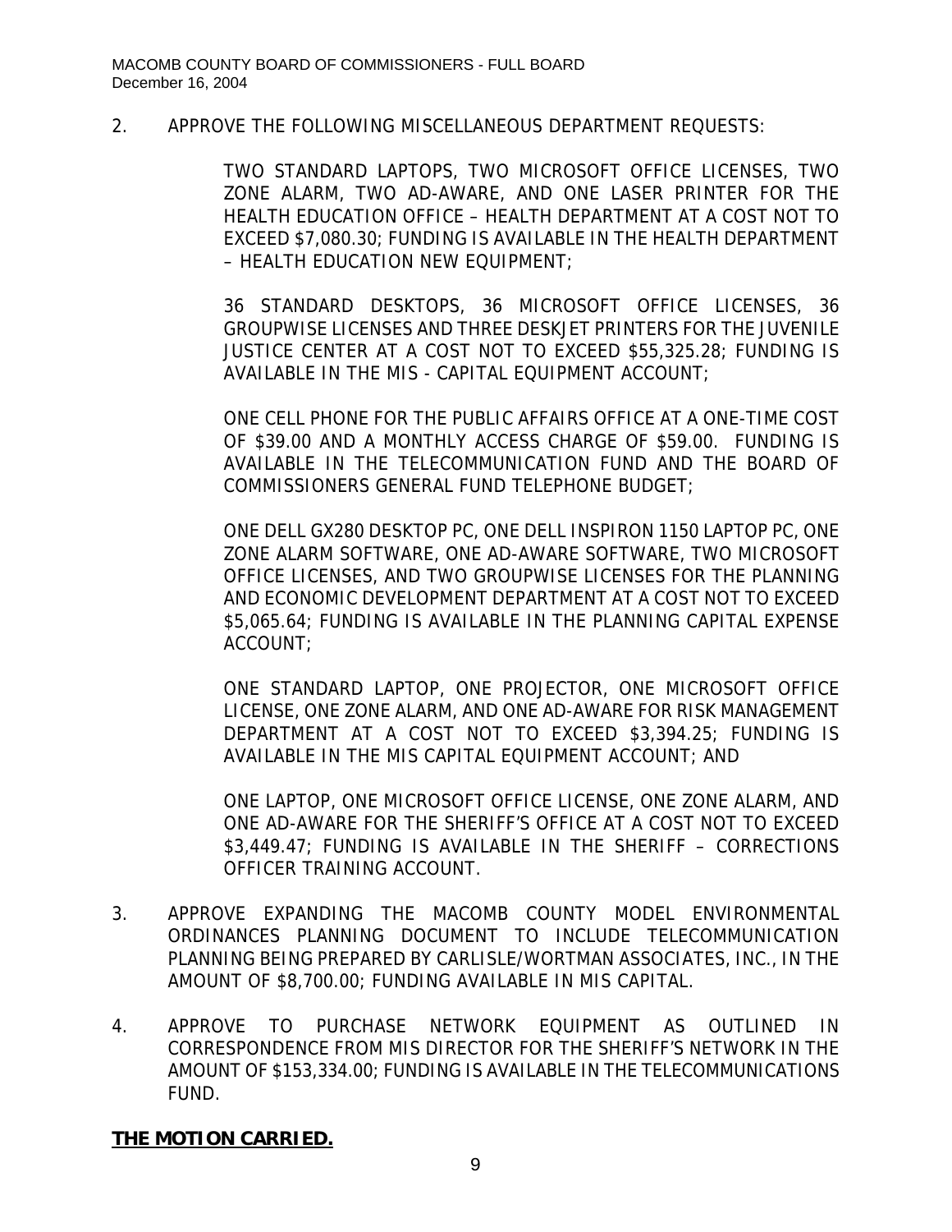2. APPROVE THE FOLLOWING MISCELLANEOUS DEPARTMENT REQUESTS:

   TWO STANDARD LAPTOPS, TWO MICROSOFT OFFICE LICENSES, TWO ZONE ALARM, TWO AD-AWARE, AND ONE LASER PRINTER FOR THE HEALTH EDUCATION OFFICE – HEALTH DEPARTMENT AT A COST NOT TO EXCEED $7,080.30; FUNDING IS AVAILABLE IN THE HEALTH DEPARTMENT – HEALTH EDUCATION NEW EQUIPMENT;

   36 STANDARD DESKTOPS, 36 MICROSOFT OFFICE LICENSES, 36 GROUPWISE LICENSES AND THREE DESKJET PRINTERS FOR THE JUVENILE JUSTICE CENTER AT A COST NOT TO EXCEED $55,325.28; FUNDING IS AVAILABLE IN THE MIS - CAPITAL EQUIPMENT ACCOUNT;

   ONE CELL PHONE FOR THE PUBLIC AFFAIRS OFFICE AT A ONE-TIME COST OF $39.00 AND A MONTHLY ACCESS CHARGE OF $59.00. FUNDING IS AVAILABLE IN THE TELECOMMUNICATION FUND AND THE BOARD OF COMMISSIONERS GENERAL FUND TELEPHONE BUDGET;

   ONE DELL GX280 DESKTOP PC, ONE DELL INSPIRON 1150 LAPTOP PC, ONE ZONE ALARM SOFTWARE, ONE AD-AWARE SOFTWARE, TWO MICROSOFT OFFICE LICENSES, AND TWO GROUPWISE LICENSES FOR THE PLANNING AND ECONOMIC DEVELOPMENT DEPARTMENT AT A COST NOT TO EXCEED $5,065.64; FUNDING IS AVAILABLE IN THE PLANNING CAPITAL EXPENSE ACCOUNT;

   ONE STANDARD LAPTOP, ONE PROJECTOR, ONE MICROSOFT OFFICE LICENSE, ONE ZONE ALARM, AND ONE AD-AWARE FOR RISK MANAGEMENT DEPARTMENT AT A COST NOT TO EXCEED $3,394.25; FUNDING IS AVAILABLE IN THE MIS CAPITAL EQUIPMENT ACCOUNT; AND

   ONE LAPTOP, ONE MICROSOFT OFFICE LICENSE, ONE ZONE ALARM, AND ONE AD-AWARE FOR THE SHERIFF'S OFFICE AT A COST NOT TO EXCEED $3,449.47; FUNDING IS AVAILABLE IN THE SHERIFF – CORRECTIONS OFFICER TRAINING ACCOUNT.

3. APPROVE EXPANDING THE MACOMB COUNTY MODEL ENVIRONMENTAL ORDINANCES PLANNING DOCUMENT TO INCLUDE TELECOMMUNICATION PLANNING BEING PREPARED BY CARLISLE/WORTMAN ASSOCIATES, INC., IN THE AMOUNT OF $8,700.00; FUNDING AVAILABLE IN MIS CAPITAL.

4. APPROVE TO PURCHASE NETWORK EQUIPMENT AS OUTLINED IN CORRESPONDENCE FROM MIS DIRECTOR FOR THE SHERIFF'S NETWORK IN THE AMOUNT OF $153,334.00; FUNDING IS AVAILABLE IN THE TELECOMMUNICATIONS FUND.

**THE MOTION CARRIED.**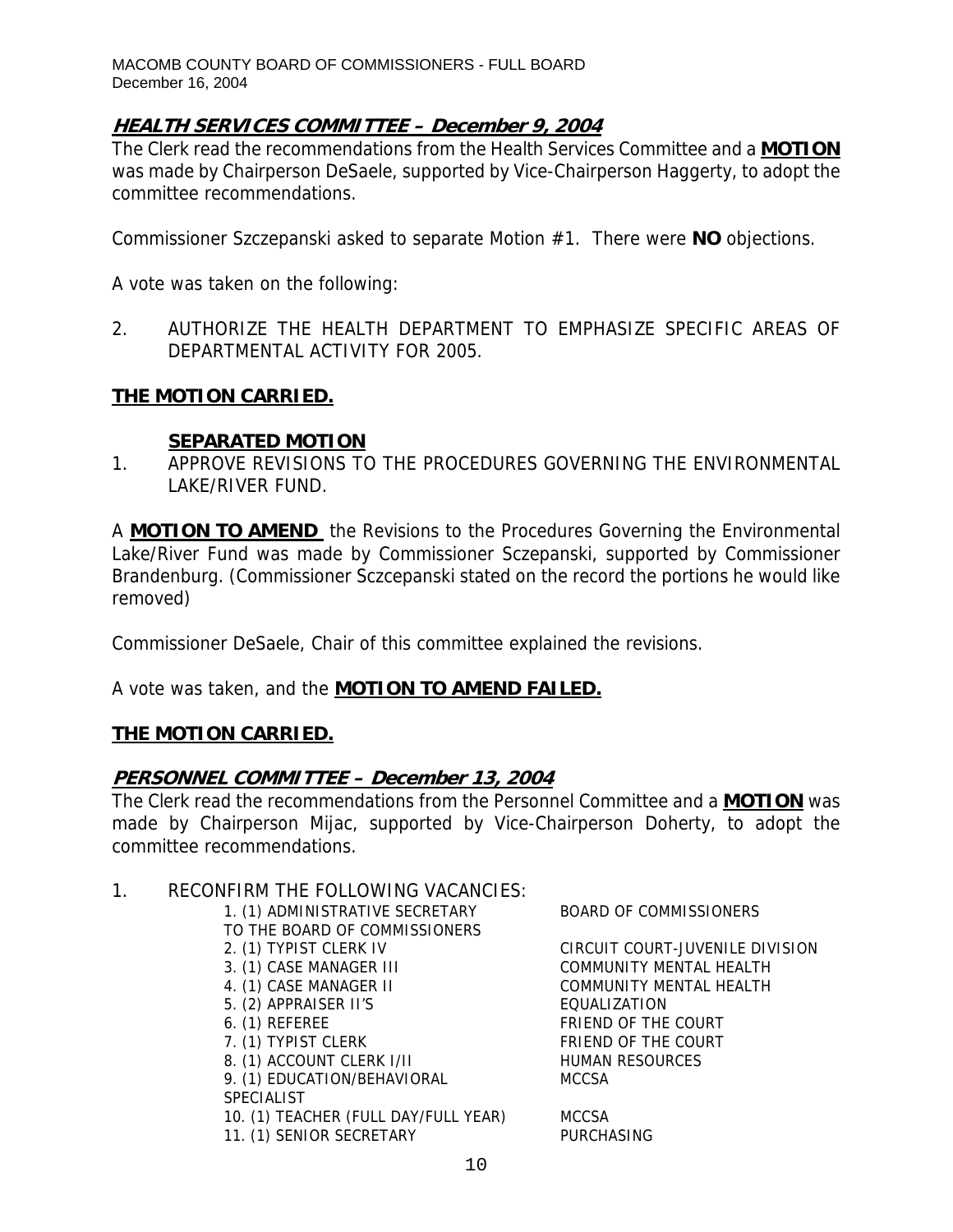## ***HEALTH SERVICES COMMITTEE – December 9, 2004***

The Clerk read the recommendations from the Health Services Committee and a **MOTION** was made by Chairperson DeSaele, supported by Vice-Chairperson Haggerty, to adopt the committee recommendations.

Commissioner Szczepanski asked to separate Motion #1. There were **NO** objections.

A vote was taken on the following:

2. AUTHORIZE THE HEALTH DEPARTMENT TO EMPHASIZE SPECIFIC AREAS OF DEPARTMENTAL ACTIVITY FOR 2005.

**THE MOTION CARRIED.**

**SEPARATED MOTION**

1. APPROVE REVISIONS TO THE PROCEDURES GOVERNING THE ENVIRONMENTAL LAKE/RIVER FUND.

A **MOTION TO AMEND** the Revisions to the Procedures Governing the Environmental Lake/River Fund was made by Commissioner Sczepanski, supported by Commissioner Brandenburg. (Commissioner Sczcepanski stated on the record the portions he would like removed)

Commissioner DeSaele, Chair of this committee explained the revisions.

A vote was taken, and the **MOTION TO AMEND FAILED.**

**THE MOTION CARRIED.**

## ***PERSONNEL COMMITTEE – December 13, 2004***

The Clerk read the recommendations from the Personnel Committee and a **MOTION** was made by Chairperson Mijac, supported by Vice-Chairperson Doherty, to adopt the committee recommendations.

1. RECONFIRM THE FOLLOWING VACANCIES:

| | |
|---|---|
| 1. (1) ADMINISTRATIVE SECRETARY TO THE BOARD OF COMMISSIONERS | BOARD OF COMMISSIONERS |
| 2. (1) TYPIST CLERK IV | CIRCUIT COURT-JUVENILE DIVISION |
| 3. (1) CASE MANAGER III | COMMUNITY MENTAL HEALTH |
| 4. (1) CASE MANAGER II | COMMUNITY MENTAL HEALTH |
| 5. (2) APPRAISER II'S | EQUALIZATION |
| 6. (1) REFEREE | FRIEND OF THE COURT |
| 7. (1) TYPIST CLERK | FRIEND OF THE COURT |
| 8. (1) ACCOUNT CLERK I/II | HUMAN RESOURCES |
| 9. (1) EDUCATION/BEHAVIORAL SPECIALIST | MCCSA |
| 10. (1) TEACHER (FULL DAY/FULL YEAR) | MCCSA |
| 11. (1) SENIOR SECRETARY | PURCHASING |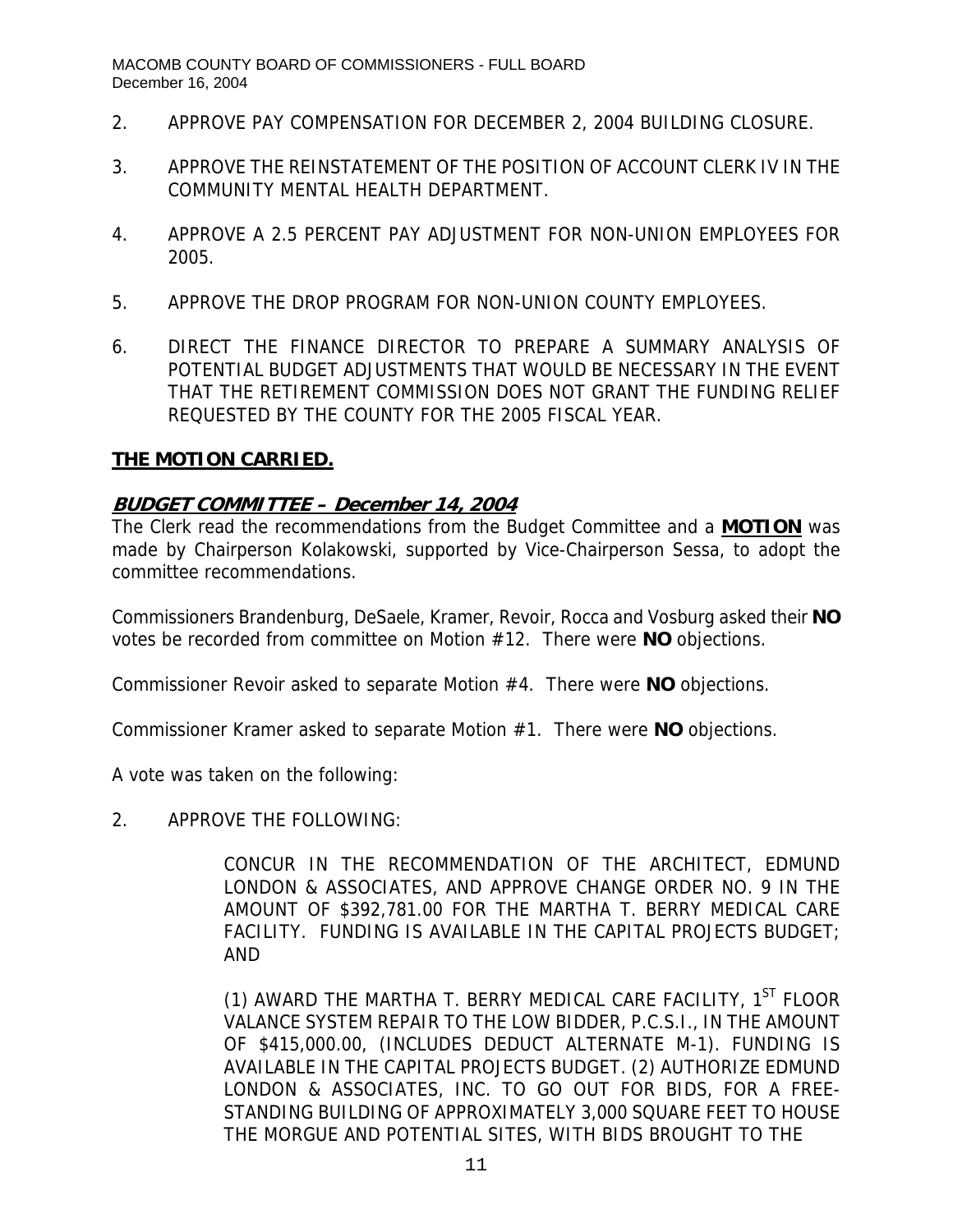2. APPROVE PAY COMPENSATION FOR DECEMBER 2, 2004 BUILDING CLOSURE.

3. APPROVE THE REINSTATEMENT OF THE POSITION OF ACCOUNT CLERK IV IN THE COMMUNITY MENTAL HEALTH DEPARTMENT.

4. APPROVE A 2.5 PERCENT PAY ADJUSTMENT FOR NON-UNION EMPLOYEES FOR 2005.

5. APPROVE THE DROP PROGRAM FOR NON-UNION COUNTY EMPLOYEES.

6. DIRECT THE FINANCE DIRECTOR TO PREPARE A SUMMARY ANALYSIS OF POTENTIAL BUDGET ADJUSTMENTS THAT WOULD BE NECESSARY IN THE EVENT THAT THE RETIREMENT COMMISSION DOES NOT GRANT THE FUNDING RELIEF REQUESTED BY THE COUNTY FOR THE 2005 FISCAL YEAR.

**THE MOTION CARRIED.**

### *BUDGET COMMITTEE – December 14, 2004*

The Clerk read the recommendations from the Budget Committee and a **MOTION** was made by Chairperson Kolakowski, supported by Vice-Chairperson Sessa, to adopt the committee recommendations.

Commissioners Brandenburg, DeSaele, Kramer, Revoir, Rocca and Vosburg asked their **NO** votes be recorded from committee on Motion #12. There were **NO** objections.

Commissioner Revoir asked to separate Motion #4. There were **NO** objections.

Commissioner Kramer asked to separate Motion #1. There were **NO** objections.

A vote was taken on the following:

2. APPROVE THE FOLLOWING:

   CONCUR IN THE RECOMMENDATION OF THE ARCHITECT, EDMUND LONDON & ASSOCIATES, AND APPROVE CHANGE ORDER NO. 9 IN THE AMOUNT OF $392,781.00 FOR THE MARTHA T. BERRY MEDICAL CARE FACILITY. FUNDING IS AVAILABLE IN THE CAPITAL PROJECTS BUDGET; AND

   (1) AWARD THE MARTHA T. BERRY MEDICAL CARE FACILITY, 1ST FLOOR VALANCE SYSTEM REPAIR TO THE LOW BIDDER, P.C.S.I., IN THE AMOUNT OF $415,000.00, (INCLUDES DEDUCT ALTERNATE M-1). FUNDING IS AVAILABLE IN THE CAPITAL PROJECTS BUDGET. (2) AUTHORIZE EDMUND LONDON & ASSOCIATES, INC. TO GO OUT FOR BIDS, FOR A FREE-STANDING BUILDING OF APPROXIMATELY 3,000 SQUARE FEET TO HOUSE THE MORGUE AND POTENTIAL SITES, WITH BIDS BROUGHT TO THE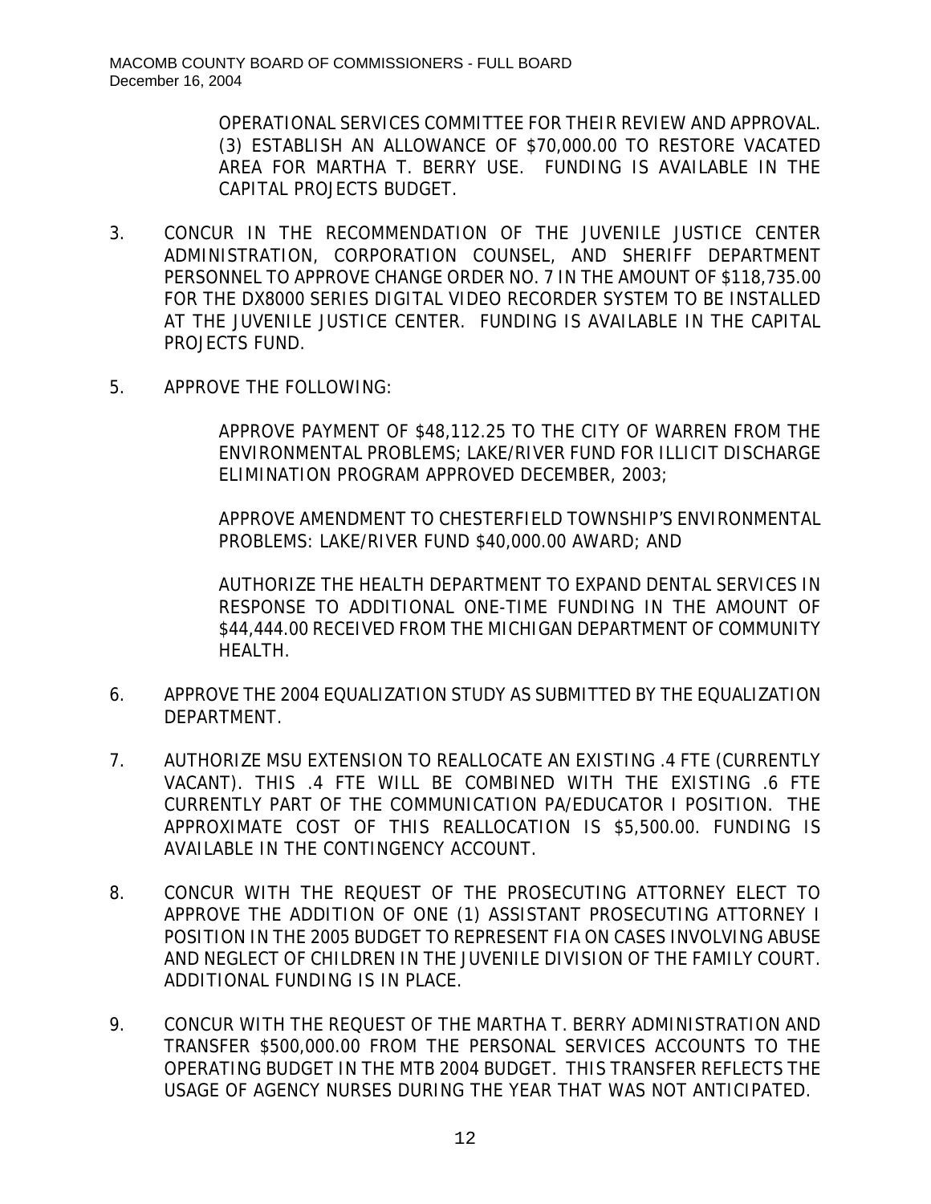OPERATIONAL SERVICES COMMITTEE FOR THEIR REVIEW AND APPROVAL. (3) ESTABLISH AN ALLOWANCE OF $70,000.00 TO RESTORE VACATED AREA FOR MARTHA T. BERRY USE. FUNDING IS AVAILABLE IN THE CAPITAL PROJECTS BUDGET.

3. CONCUR IN THE RECOMMENDATION OF THE JUVENILE JUSTICE CENTER ADMINISTRATION, CORPORATION COUNSEL, AND SHERIFF DEPARTMENT PERSONNEL TO APPROVE CHANGE ORDER NO. 7 IN THE AMOUNT OF $118,735.00 FOR THE DX8000 SERIES DIGITAL VIDEO RECORDER SYSTEM TO BE INSTALLED AT THE JUVENILE JUSTICE CENTER. FUNDING IS AVAILABLE IN THE CAPITAL PROJECTS FUND.

5. APPROVE THE FOLLOWING:

   APPROVE PAYMENT OF $48,112.25 TO THE CITY OF WARREN FROM THE ENVIRONMENTAL PROBLEMS; LAKE/RIVER FUND FOR ILLICIT DISCHARGE ELIMINATION PROGRAM APPROVED DECEMBER, 2003;

   APPROVE AMENDMENT TO CHESTERFIELD TOWNSHIP'S ENVIRONMENTAL PROBLEMS: LAKE/RIVER FUND $40,000.00 AWARD; AND

   AUTHORIZE THE HEALTH DEPARTMENT TO EXPAND DENTAL SERVICES IN RESPONSE TO ADDITIONAL ONE-TIME FUNDING IN THE AMOUNT OF $44,444.00 RECEIVED FROM THE MICHIGAN DEPARTMENT OF COMMUNITY HEALTH.

6. APPROVE THE 2004 EQUALIZATION STUDY AS SUBMITTED BY THE EQUALIZATION DEPARTMENT.

7. AUTHORIZE MSU EXTENSION TO REALLOCATE AN EXISTING .4 FTE (CURRENTLY VACANT). THIS .4 FTE WILL BE COMBINED WITH THE EXISTING .6 FTE CURRENTLY PART OF THE COMMUNICATION PA/EDUCATOR I POSITION. THE APPROXIMATE COST OF THIS REALLOCATION IS $5,500.00. FUNDING IS AVAILABLE IN THE CONTINGENCY ACCOUNT.

8. CONCUR WITH THE REQUEST OF THE PROSECUTING ATTORNEY ELECT TO APPROVE THE ADDITION OF ONE (1) ASSISTANT PROSECUTING ATTORNEY I POSITION IN THE 2005 BUDGET TO REPRESENT FIA ON CASES INVOLVING ABUSE AND NEGLECT OF CHILDREN IN THE JUVENILE DIVISION OF THE FAMILY COURT. ADDITIONAL FUNDING IS IN PLACE.

9. CONCUR WITH THE REQUEST OF THE MARTHA T. BERRY ADMINISTRATION AND TRANSFER $500,000.00 FROM THE PERSONAL SERVICES ACCOUNTS TO THE OPERATING BUDGET IN THE MTB 2004 BUDGET. THIS TRANSFER REFLECTS THE USAGE OF AGENCY NURSES DURING THE YEAR THAT WAS NOT ANTICIPATED.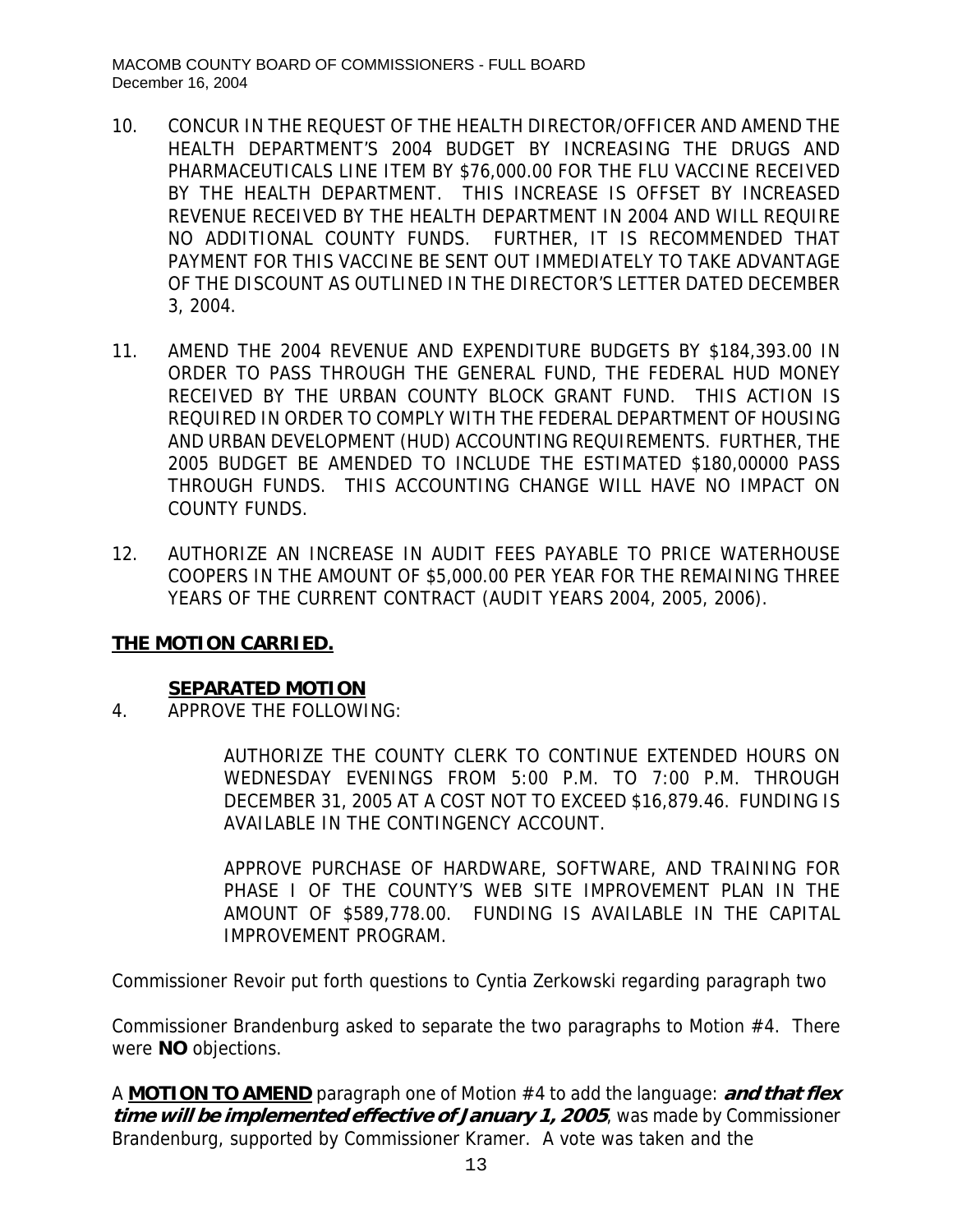10. CONCUR IN THE REQUEST OF THE HEALTH DIRECTOR/OFFICER AND AMEND THE HEALTH DEPARTMENT'S 2004 BUDGET BY INCREASING THE DRUGS AND PHARMACEUTICALS LINE ITEM BY $76,000.00 FOR THE FLU VACCINE RECEIVED BY THE HEALTH DEPARTMENT. THIS INCREASE IS OFFSET BY INCREASED REVENUE RECEIVED BY THE HEALTH DEPARTMENT IN 2004 AND WILL REQUIRE NO ADDITIONAL COUNTY FUNDS. FURTHER, IT IS RECOMMENDED THAT PAYMENT FOR THIS VACCINE BE SENT OUT IMMEDIATELY TO TAKE ADVANTAGE OF THE DISCOUNT AS OUTLINED IN THE DIRECTOR'S LETTER DATED DECEMBER 3, 2004.

11. AMEND THE 2004 REVENUE AND EXPENDITURE BUDGETS BY $184,393.00 IN ORDER TO PASS THROUGH THE GENERAL FUND, THE FEDERAL HUD MONEY RECEIVED BY THE URBAN COUNTY BLOCK GRANT FUND. THIS ACTION IS REQUIRED IN ORDER TO COMPLY WITH THE FEDERAL DEPARTMENT OF HOUSING AND URBAN DEVELOPMENT (HUD) ACCOUNTING REQUIREMENTS. FURTHER, THE 2005 BUDGET BE AMENDED TO INCLUDE THE ESTIMATED $180,00000 PASS THROUGH FUNDS. THIS ACCOUNTING CHANGE WILL HAVE NO IMPACT ON COUNTY FUNDS.

12. AUTHORIZE AN INCREASE IN AUDIT FEES PAYABLE TO PRICE WATERHOUSE COOPERS IN THE AMOUNT OF $5,000.00 PER YEAR FOR THE REMAINING THREE YEARS OF THE CURRENT CONTRACT (AUDIT YEARS 2004, 2005, 2006).

**THE MOTION CARRIED.**

**SEPARATED MOTION**

4. APPROVE THE FOLLOWING:

   AUTHORIZE THE COUNTY CLERK TO CONTINUE EXTENDED HOURS ON WEDNESDAY EVENINGS FROM 5:00 P.M. TO 7:00 P.M. THROUGH DECEMBER 31, 2005 AT A COST NOT TO EXCEED $16,879.46. FUNDING IS AVAILABLE IN THE CONTINGENCY ACCOUNT.

   APPROVE PURCHASE OF HARDWARE, SOFTWARE, AND TRAINING FOR PHASE I OF THE COUNTY'S WEB SITE IMPROVEMENT PLAN IN THE AMOUNT OF $589,778.00. FUNDING IS AVAILABLE IN THE CAPITAL IMPROVEMENT PROGRAM.

Commissioner Revoir put forth questions to Cyntia Zerkowski regarding paragraph two

Commissioner Brandenburg asked to separate the two paragraphs to Motion #4. There were **NO** objections.

A **MOTION TO AMEND** paragraph one of Motion #4 to add the language: ***and that flex time will be implemented effective of January 1, 2005***, was made by Commissioner Brandenburg, supported by Commissioner Kramer. A vote was taken and the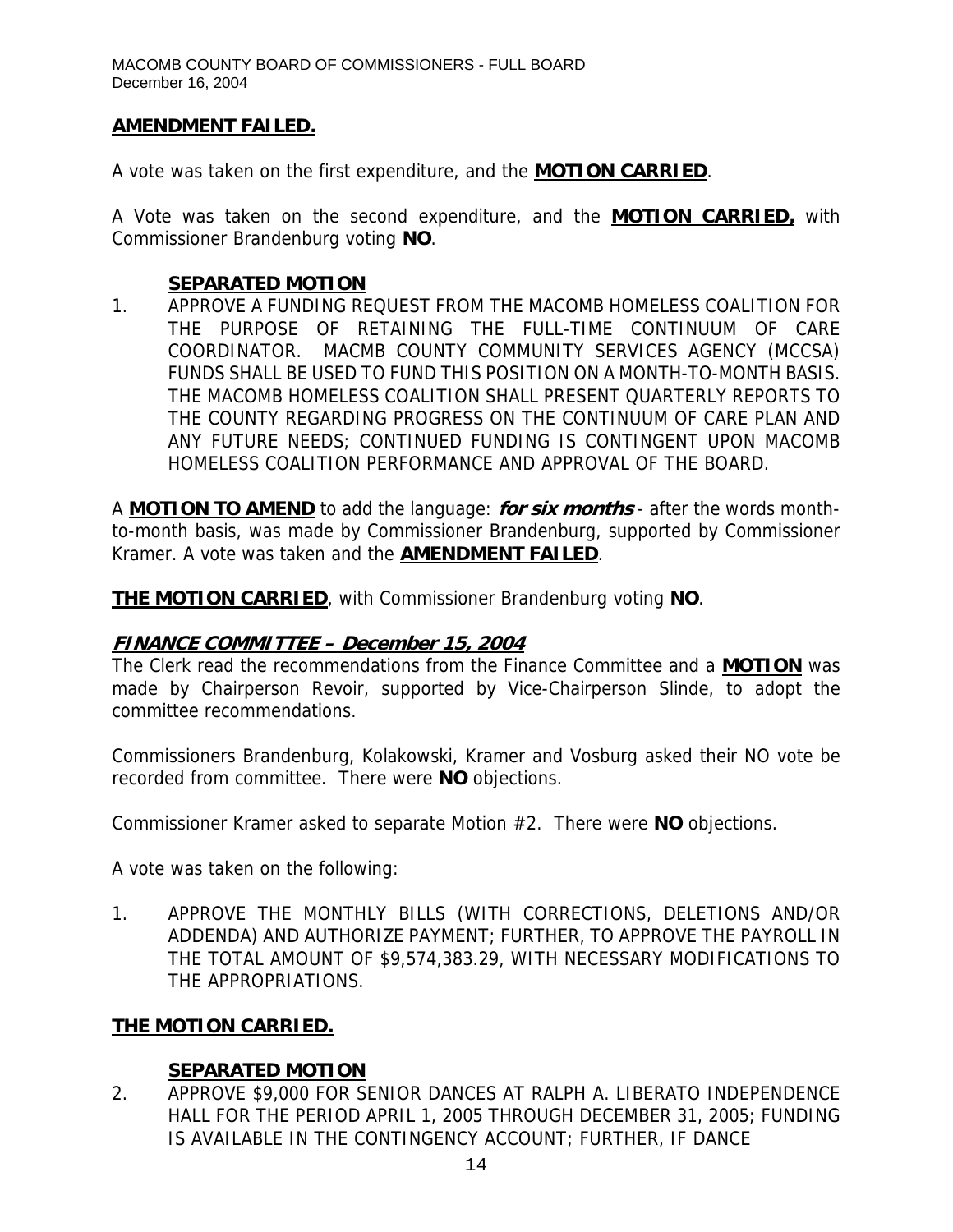**AMENDMENT FAILED.**

A vote was taken on the first expenditure, and the **MOTION CARRIED**.

A Vote was taken on the second expenditure, and the **MOTION CARRIED,** with Commissioner Brandenburg voting **NO**.

**SEPARATED MOTION**

1. APPROVE A FUNDING REQUEST FROM THE MACOMB HOMELESS COALITION FOR THE PURPOSE OF RETAINING THE FULL-TIME CONTINUUM OF CARE COORDINATOR. MACMB COUNTY COMMUNITY SERVICES AGENCY (MCCSA) FUNDS SHALL BE USED TO FUND THIS POSITION ON A MONTH-TO-MONTH BASIS. THE MACOMB HOMELESS COALITION SHALL PRESENT QUARTERLY REPORTS TO THE COUNTY REGARDING PROGRESS ON THE CONTINUUM OF CARE PLAN AND ANY FUTURE NEEDS; CONTINUED FUNDING IS CONTINGENT UPON MACOMB HOMELESS COALITION PERFORMANCE AND APPROVAL OF THE BOARD.

A **MOTION TO AMEND** to add the language: ***for six months*** - after the words month-to-month basis, was made by Commissioner Brandenburg, supported by Commissioner Kramer. A vote was taken and the **AMENDMENT FAILED**.

**THE MOTION CARRIED**, with Commissioner Brandenburg voting **NO**.

***FINANCE COMMITTEE – December 15, 2004***

The Clerk read the recommendations from the Finance Committee and a **MOTION** was made by Chairperson Revoir, supported by Vice-Chairperson Slinde, to adopt the committee recommendations.

Commissioners Brandenburg, Kolakowski, Kramer and Vosburg asked their NO vote be recorded from committee. There were **NO** objections.

Commissioner Kramer asked to separate Motion #2. There were **NO** objections.

A vote was taken on the following:

1. APPROVE THE MONTHLY BILLS (WITH CORRECTIONS, DELETIONS AND/OR ADDENDA) AND AUTHORIZE PAYMENT; FURTHER, TO APPROVE THE PAYROLL IN THE TOTAL AMOUNT OF $9,574,383.29, WITH NECESSARY MODIFICATIONS TO THE APPROPRIATIONS.

**THE MOTION CARRIED.**

**SEPARATED MOTION**

2. APPROVE $9,000 FOR SENIOR DANCES AT RALPH A. LIBERATO INDEPENDENCE HALL FOR THE PERIOD APRIL 1, 2005 THROUGH DECEMBER 31, 2005; FUNDING IS AVAILABLE IN THE CONTINGENCY ACCOUNT; FURTHER, IF DANCE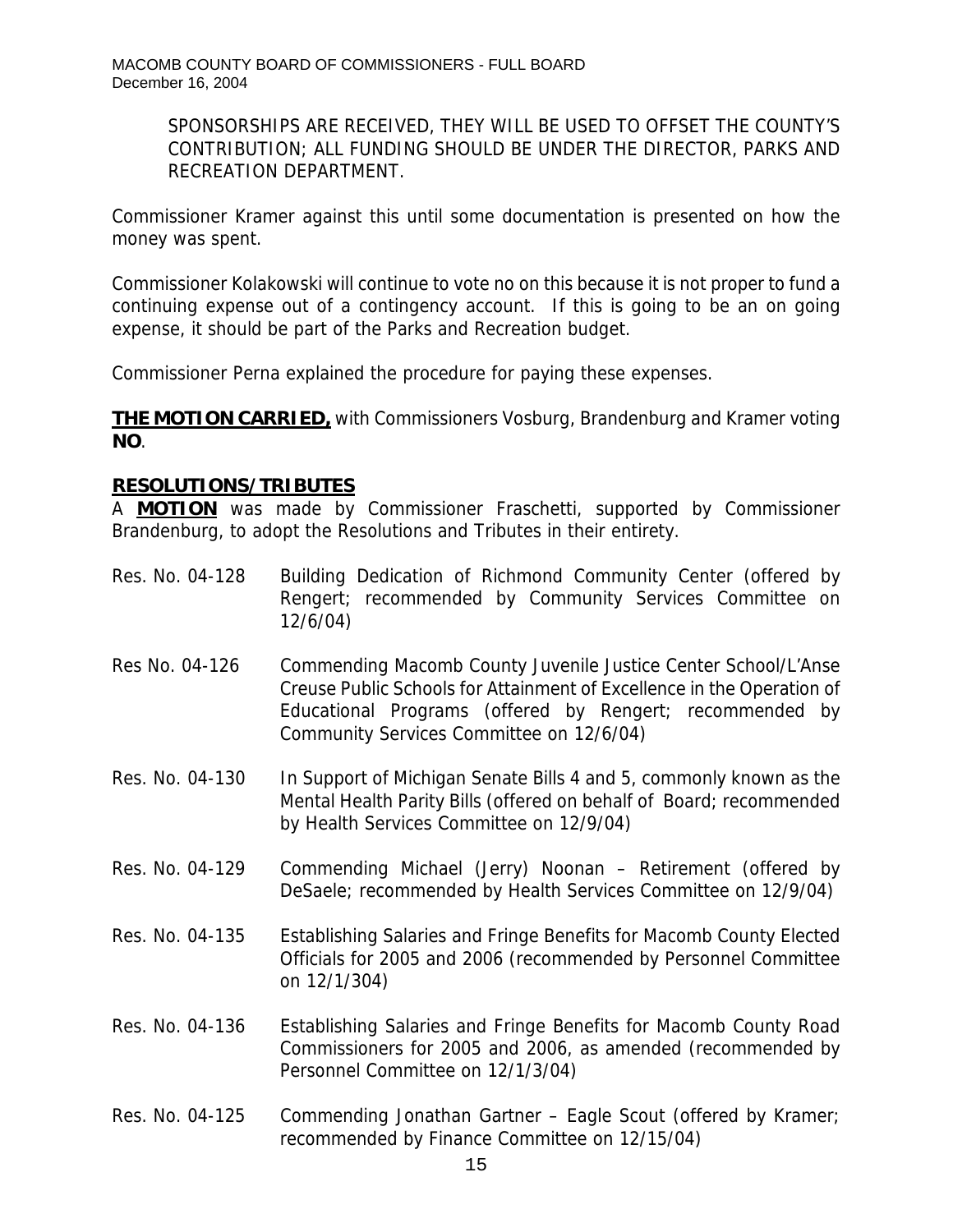SPONSORSHIPS ARE RECEIVED, THEY WILL BE USED TO OFFSET THE COUNTY'S CONTRIBUTION; ALL FUNDING SHOULD BE UNDER THE DIRECTOR, PARKS AND RECREATION DEPARTMENT.

Commissioner Kramer against this until some documentation is presented on how the money was spent.

Commissioner Kolakowski will continue to vote no on this because it is not proper to fund a continuing expense out of a contingency account. If this is going to be an on going expense, it should be part of the Parks and Recreation budget.

Commissioner Perna explained the procedure for paying these expenses.

**THE MOTION CARRIED,** with Commissioners Vosburg, Brandenburg and Kramer voting **NO**.

## RESOLUTIONS/TRIBUTES

A **MOTION** was made by Commissioner Fraschetti, supported by Commissioner Brandenburg, to adopt the Resolutions and Tributes in their entirety.

Res. No. 04-128 — Building Dedication of Richmond Community Center (offered by Rengert; recommended by Community Services Committee on 12/6/04)

Res No. 04-126 — Commending Macomb County Juvenile Justice Center School/L'Anse Creuse Public Schools for Attainment of Excellence in the Operation of Educational Programs (offered by Rengert; recommended by Community Services Committee on 12/6/04)

Res. No. 04-130 — In Support of Michigan Senate Bills 4 and 5, commonly known as the Mental Health Parity Bills (offered on behalf of Board; recommended by Health Services Committee on 12/9/04)

Res. No. 04-129 — Commending Michael (Jerry) Noonan – Retirement (offered by DeSaele; recommended by Health Services Committee on 12/9/04)

Res. No. 04-135 — Establishing Salaries and Fringe Benefits for Macomb County Elected Officials for 2005 and 2006 (recommended by Personnel Committee on 12/1/304)

Res. No. 04-136 — Establishing Salaries and Fringe Benefits for Macomb County Road Commissioners for 2005 and 2006, as amended (recommended by Personnel Committee on 12/1/3/04)

Res. No. 04-125 — Commending Jonathan Gartner – Eagle Scout (offered by Kramer; recommended by Finance Committee on 12/15/04)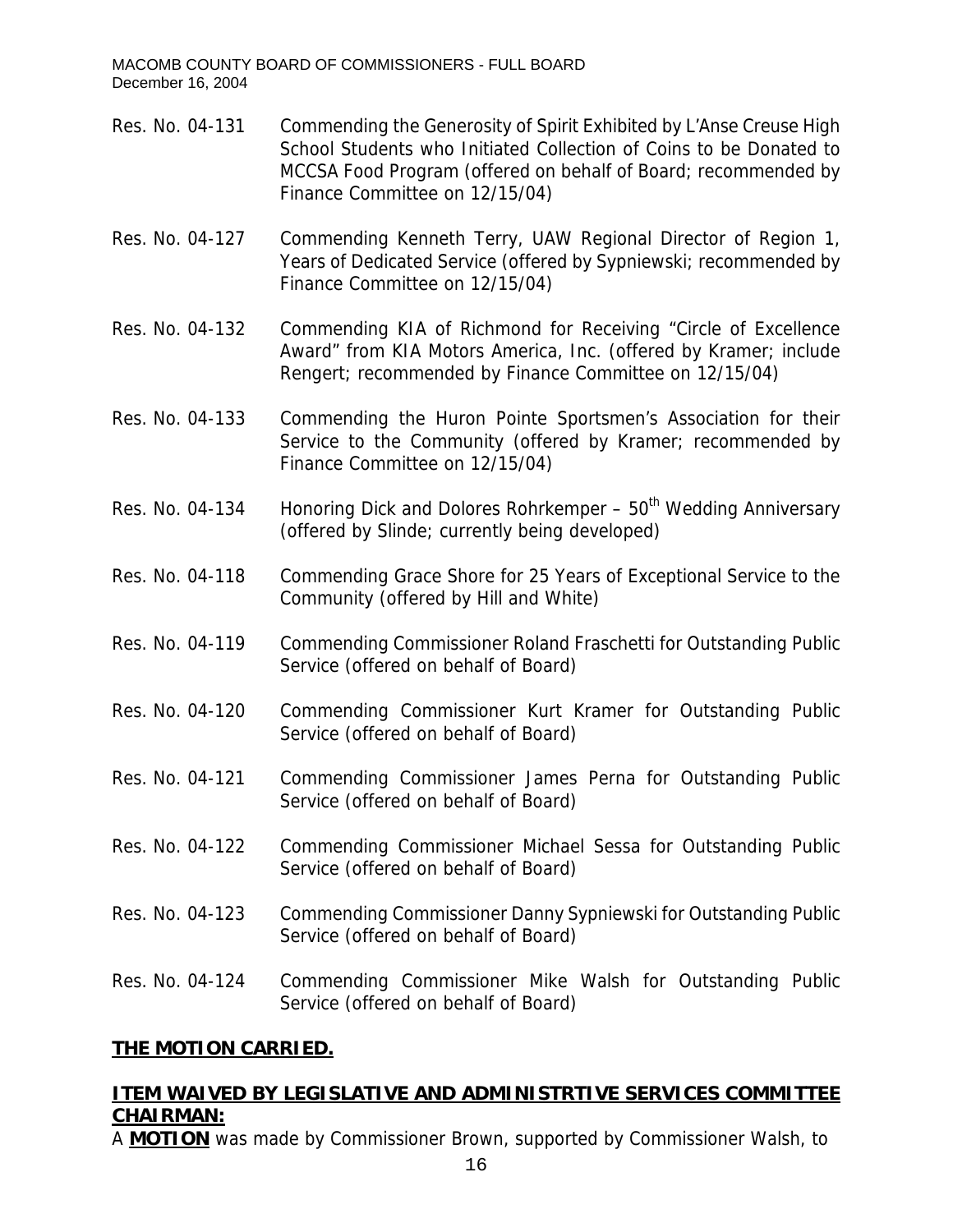Res. No. 04-131 Commending the Generosity of Spirit Exhibited by L'Anse Creuse High School Students who Initiated Collection of Coins to be Donated to MCCSA Food Program (offered on behalf of Board; recommended by Finance Committee on 12/15/04)

Res. No. 04-127 Commending Kenneth Terry, UAW Regional Director of Region 1, Years of Dedicated Service (offered by Sypniewski; recommended by Finance Committee on 12/15/04)

Res. No. 04-132 Commending KIA of Richmond for Receiving "Circle of Excellence Award" from KIA Motors America, Inc. (offered by Kramer; include Rengert; recommended by Finance Committee on 12/15/04)

Res. No. 04-133 Commending the Huron Pointe Sportsmen's Association for their Service to the Community (offered by Kramer; recommended by Finance Committee on 12/15/04)

Res. No. 04-134 Honoring Dick and Dolores Rohrkemper – 50th Wedding Anniversary (offered by Slinde; currently being developed)

Res. No. 04-118 Commending Grace Shore for 25 Years of Exceptional Service to the Community (offered by Hill and White)

Res. No. 04-119 Commending Commissioner Roland Fraschetti for Outstanding Public Service (offered on behalf of Board)

Res. No. 04-120 Commending Commissioner Kurt Kramer for Outstanding Public Service (offered on behalf of Board)

Res. No. 04-121 Commending Commissioner James Perna for Outstanding Public Service (offered on behalf of Board)

Res. No. 04-122 Commending Commissioner Michael Sessa for Outstanding Public Service (offered on behalf of Board)

Res. No. 04-123 Commending Commissioner Danny Sypniewski for Outstanding Public Service (offered on behalf of Board)

Res. No. 04-124 Commending Commissioner Mike Walsh for Outstanding Public Service (offered on behalf of Board)

**THE MOTION CARRIED.**

**ITEM WAIVED BY LEGISLATIVE AND ADMINISTRTIVE SERVICES COMMITTEE CHAIRMAN:**

A **MOTION** was made by Commissioner Brown, supported by Commissioner Walsh, to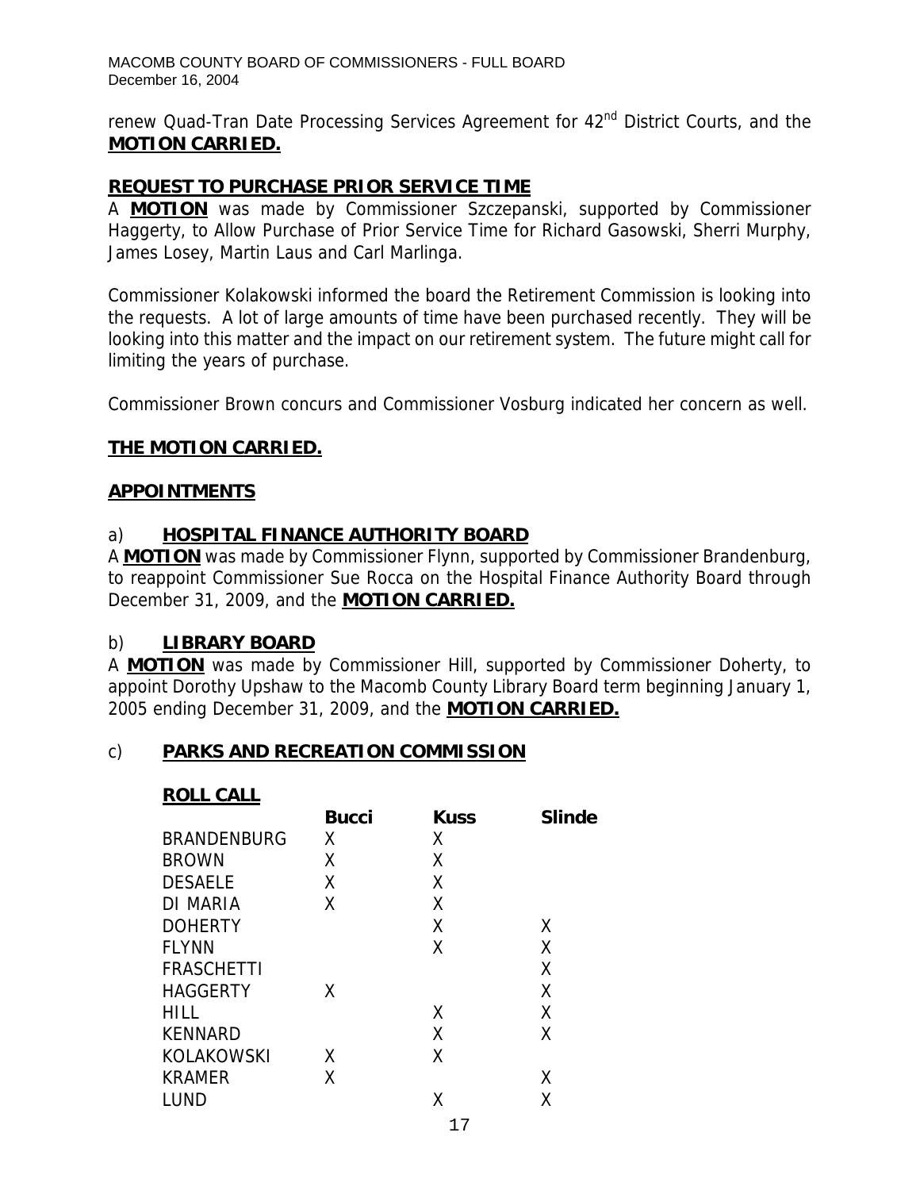renew Quad-Tran Date Processing Services Agreement for 42nd District Courts, and the **MOTION CARRIED.**

## REQUEST TO PURCHASE PRIOR SERVICE TIME

A **MOTION** was made by Commissioner Szczepanski, supported by Commissioner Haggerty, to Allow Purchase of Prior Service Time for Richard Gasowski, Sherri Murphy, James Losey, Martin Laus and Carl Marlinga.

Commissioner Kolakowski informed the board the Retirement Commission is looking into the requests. A lot of large amounts of time have been purchased recently. They will be looking into this matter and the impact on our retirement system. The future might call for limiting the years of purchase.

Commissioner Brown concurs and Commissioner Vosburg indicated her concern as well.

**THE MOTION CARRIED.**

## APPOINTMENTS

### a) HOSPITAL FINANCE AUTHORITY BOARD

A **MOTION** was made by Commissioner Flynn, supported by Commissioner Brandenburg, to reappoint Commissioner Sue Rocca on the Hospital Finance Authority Board through December 31, 2009, and the **MOTION CARRIED.**

### b) LIBRARY BOARD

A **MOTION** was made by Commissioner Hill, supported by Commissioner Doherty, to appoint Dorothy Upshaw to the Macomb County Library Board term beginning January 1, 2005 ending December 31, 2009, and the **MOTION CARRIED.**

### c) PARKS AND RECREATION COMMISSION

**ROLL CALL**

| | Bucci | Kuss | Slinde |
|---|---|---|---|
| BRANDENBURG | X | X | |
| BROWN | X | X | |
| DESAELE | X | X | |
| DI MARIA | X | X | |
| DOHERTY | | X | X |
| FLYNN | | X | X |
| FRASCHETTI | | | X |
| HAGGERTY | X | | X |
| HILL | | X | X |
| KENNARD | | X | X |
| KOLAKOWSKI | X | X | |
| KRAMER | X | | X |
| LUND | | X | X |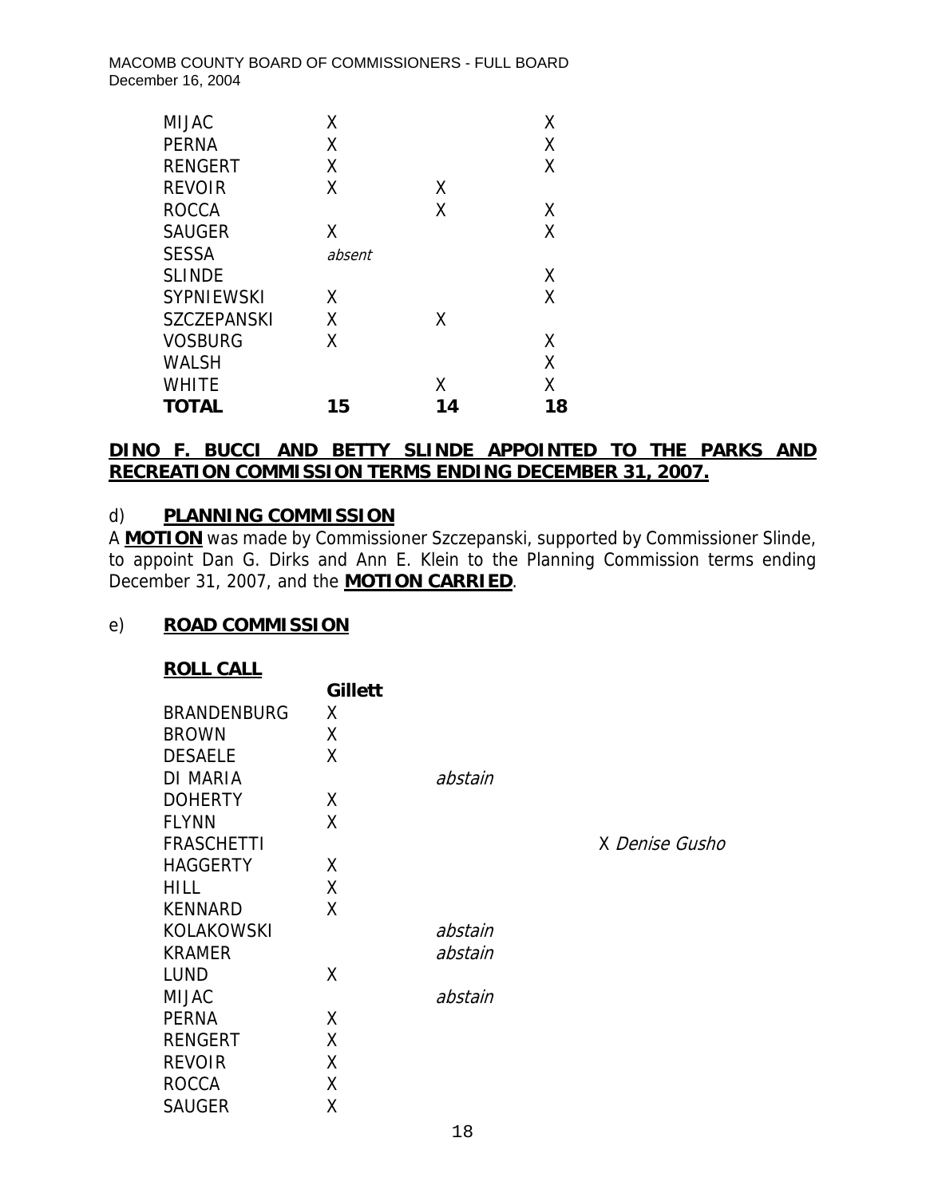| | | | |
|---|---|---|---|
| MIJAC | X | | X |
| PERNA | X | | X |
| RENGERT | X | | X |
| REVOIR | X | X | |
| ROCCA | | X | X |
| SAUGER | X | | X |
| SESSA | *absent* | | |
| SLINDE | | | X |
| SYPNIEWSKI | X | | X |
| SZCZEPANSKI | X | X | |
| VOSBURG | X | | X |
| WALSH | | | X |
| WHITE | | X | X |
| **TOTAL** | **15** | **14** | **18** |

**DINO F. BUCCI AND BETTY SLINDE APPOINTED TO THE PARKS AND RECREATION COMMISSION TERMS ENDING DECEMBER 31, 2007.**

d) **PLANNING COMMISSION**

A **MOTION** was made by Commissioner Szczepanski, supported by Commissioner Slinde, to appoint Dan G. Dirks and Ann E. Klein to the Planning Commission terms ending December 31, 2007, and the **MOTION CARRIED**.

e) **ROAD COMMISSION**

**ROLL CALL**

| | **Gillett** | | |
|---|---|---|---|
| BRANDENBURG | X | | |
| BROWN | X | | |
| DESAELE | X | | |
| DI MARIA | | *abstain* | |
| DOHERTY | X | | |
| FLYNN | X | | |
| FRASCHETTI | | | X *Denise Gusho* |
| HAGGERTY | X | | |
| HILL | X | | |
| KENNARD | X | | |
| KOLAKOWSKI | | *abstain* | |
| KRAMER | | *abstain* | |
| LUND | X | | |
| MIJAC | | *abstain* | |
| PERNA | X | | |
| RENGERT | X | | |
| REVOIR | X | | |
| ROCCA | X | | |
| SAUGER | X | | |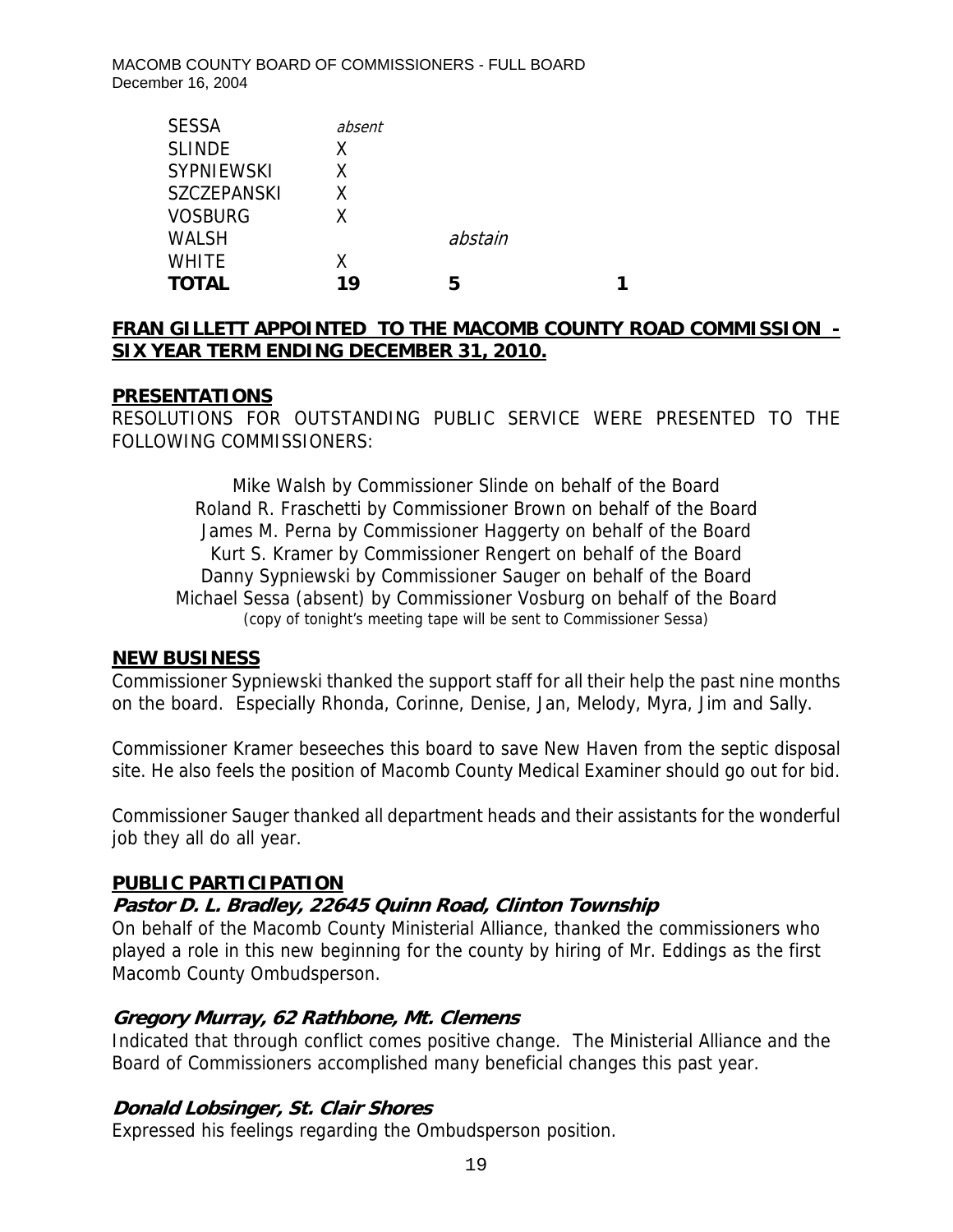| | | | |
|---|---|---|---|
| SESSA | *absent* | | |
| SLINDE | X | | |
| SYPNIEWSKI | X | | |
| SZCZEPANSKI | X | | |
| VOSBURG | X | | |
| WALSH | | *abstain* | |
| WHITE | X | | |
| **TOTAL** | **19** | **5** | **1** |

**FRAN GILLETT APPOINTED TO THE MACOMB COUNTY ROAD COMMISSION - SIX YEAR TERM ENDING DECEMBER 31, 2010.**

## PRESENTATIONS

RESOLUTIONS FOR OUTSTANDING PUBLIC SERVICE WERE PRESENTED TO THE FOLLOWING COMMISSIONERS:

Mike Walsh by Commissioner Slinde on behalf of the Board
Roland R. Fraschetti by Commissioner Brown on behalf of the Board
James M. Perna by Commissioner Haggerty on behalf of the Board
Kurt S. Kramer by Commissioner Rengert on behalf of the Board
Danny Sypniewski by Commissioner Sauger on behalf of the Board
Michael Sessa (absent) by Commissioner Vosburg on behalf of the Board
(copy of tonight's meeting tape will be sent to Commissioner Sessa)

## NEW BUSINESS

Commissioner Sypniewski thanked the support staff for all their help the past nine months on the board. Especially Rhonda, Corinne, Denise, Jan, Melody, Myra, Jim and Sally.

Commissioner Kramer beseeches this board to save New Haven from the septic disposal site. He also feels the position of Macomb County Medical Examiner should go out for bid.

Commissioner Sauger thanked all department heads and their assistants for the wonderful job they all do all year.

## PUBLIC PARTICIPATION

### *Pastor D. L. Bradley, 22645 Quinn Road, Clinton Township*

On behalf of the Macomb County Ministerial Alliance, thanked the commissioners who played a role in this new beginning for the county by hiring of Mr. Eddings as the first Macomb County Ombudsperson.

### *Gregory Murray, 62 Rathbone, Mt. Clemens*

Indicated that through conflict comes positive change. The Ministerial Alliance and the Board of Commissioners accomplished many beneficial changes this past year.

### *Donald Lobsinger, St. Clair Shores*

Expressed his feelings regarding the Ombudsperson position.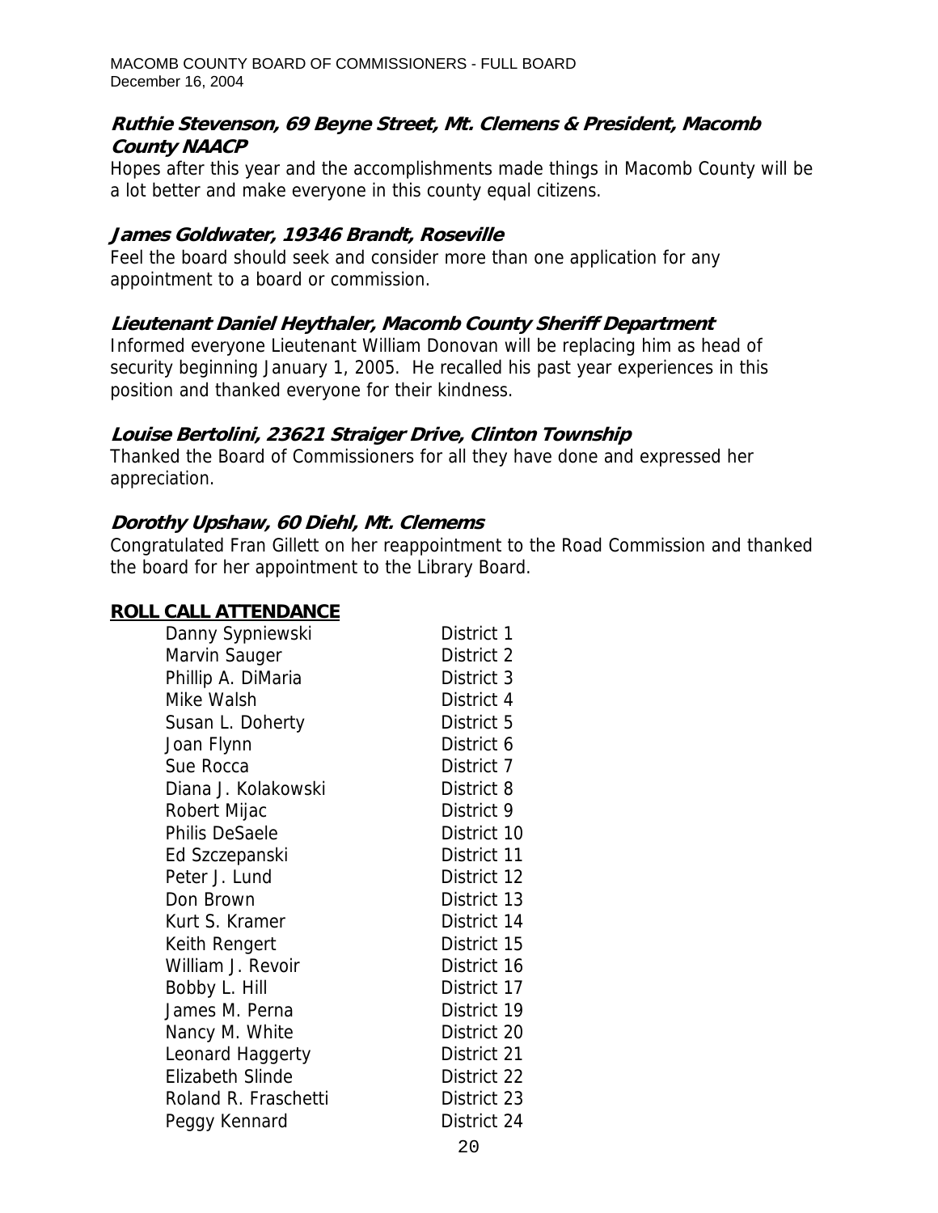***Ruthie Stevenson, 69 Beyne Street, Mt. Clemens & President, Macomb County NAACP***

Hopes after this year and the accomplishments made things in Macomb County will be a lot better and make everyone in this county equal citizens.

***James Goldwater, 19346 Brandt, Roseville***

Feel the board should seek and consider more than one application for any appointment to a board or commission.

***Lieutenant Daniel Heythaler, Macomb County Sheriff Department***

Informed everyone Lieutenant William Donovan will be replacing him as head of security beginning January 1, 2005. He recalled his past year experiences in this position and thanked everyone for their kindness.

***Louise Bertolini, 23621 Straiger Drive, Clinton Township***

Thanked the Board of Commissioners for all they have done and expressed her appreciation.

***Dorothy Upshaw, 60 Diehl, Mt. Clemems***

Congratulated Fran Gillett on her reappointment to the Road Commission and thanked the board for her appointment to the Library Board.

**ROLL CALL ATTENDANCE**

| | |
|---|---|
| Danny Sypniewski | District 1 |
| Marvin Sauger | District 2 |
| Phillip A. DiMaria | District 3 |
| Mike Walsh | District 4 |
| Susan L. Doherty | District 5 |
| Joan Flynn | District 6 |
| Sue Rocca | District 7 |
| Diana J. Kolakowski | District 8 |
| Robert Mijac | District 9 |
| Philis DeSaele | District 10 |
| Ed Szczepanski | District 11 |
| Peter J. Lund | District 12 |
| Don Brown | District 13 |
| Kurt S. Kramer | District 14 |
| Keith Rengert | District 15 |
| William J. Revoir | District 16 |
| Bobby L. Hill | District 17 |
| James M. Perna | District 19 |
| Nancy M. White | District 20 |
| Leonard Haggerty | District 21 |
| Elizabeth Slinde | District 22 |
| Roland R. Fraschetti | District 23 |
| Peggy Kennard | District 24 |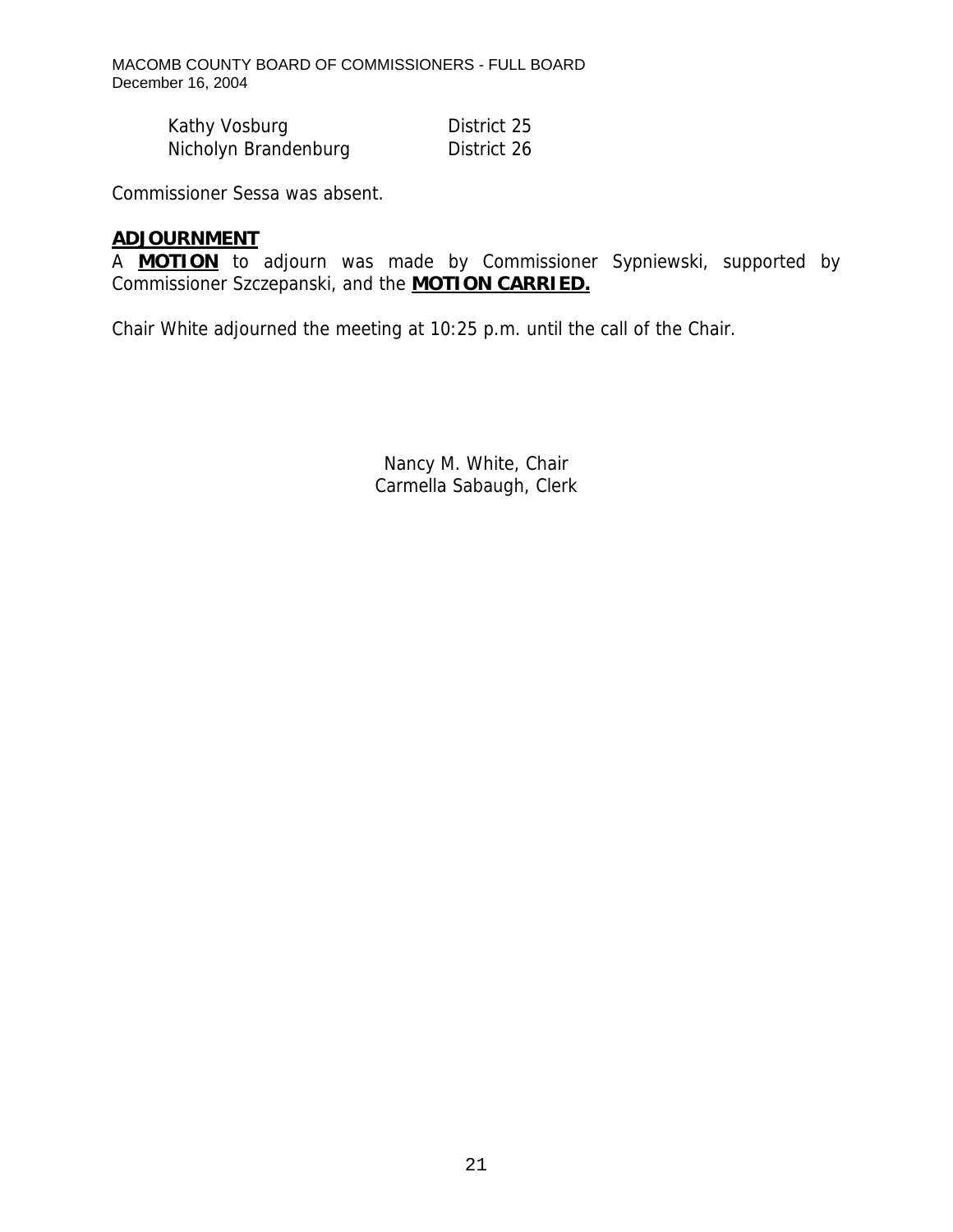| | |
|---|---|
| Kathy Vosburg | District 25 |
| Nicholyn Brandenburg | District 26 |

Commissioner Sessa was absent.

## ADJOURNMENT

A **MOTION** to adjourn was made by Commissioner Sypniewski, supported by Commissioner Szczepanski, and the **MOTION CARRIED.**

Chair White adjourned the meeting at 10:25 p.m. until the call of the Chair.

Nancy M. White, Chair
Carmella Sabaugh, Clerk